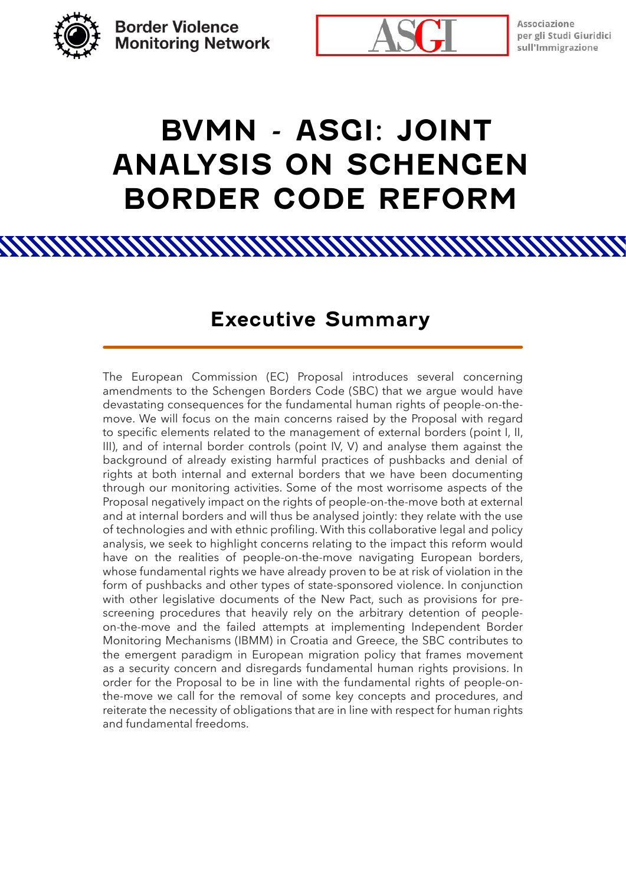Border Violence Monitoring Network

ASGI Associazione per gli Studi Giuridici sull'Immigrazione

# BVMN - ASGI: JOINT ANALYSIS ON SCHENGEN BORDER CODE REFORM

## Executive Summary

The European Commission (EC) Proposal introduces several concerning amendments to the Schengen Borders Code (SBC) that we argue would have devastating consequences for the fundamental human rights of people-on-the-move. We will focus on the main concerns raised by the Proposal with regard to specific elements related to the management of external borders (point I, II, III), and of internal border controls (point IV, V) and analyse them against the background of already existing harmful practices of pushbacks and denial of rights at both internal and external borders that we have been documenting through our monitoring activities. Some of the most worrisome aspects of the Proposal negatively impact on the rights of people-on-the-move both at external and at internal borders and will thus be analysed jointly: they relate with the use of technologies and with ethnic profiling. With this collaborative legal and policy analysis, we seek to highlight concerns relating to the impact this reform would have on the realities of people-on-the-move navigating European borders, whose fundamental rights we have already proven to be at risk of violation in the form of pushbacks and other types of state-sponsored violence. In conjunction with other legislative documents of the New Pact, such as provisions for pre-screening procedures that heavily rely on the arbitrary detention of people-on-the-move and the failed attempts at implementing Independent Border Monitoring Mechanisms (IBMM) in Croatia and Greece, the SBC contributes to the emergent paradigm in European migration policy that frames movement as a security concern and disregards fundamental human rights provisions. In order for the Proposal to be in line with the fundamental rights of people-on-the-move we call for the removal of some key concepts and procedures, and reiterate the necessity of obligations that are in line with respect for human rights and fundamental freedoms.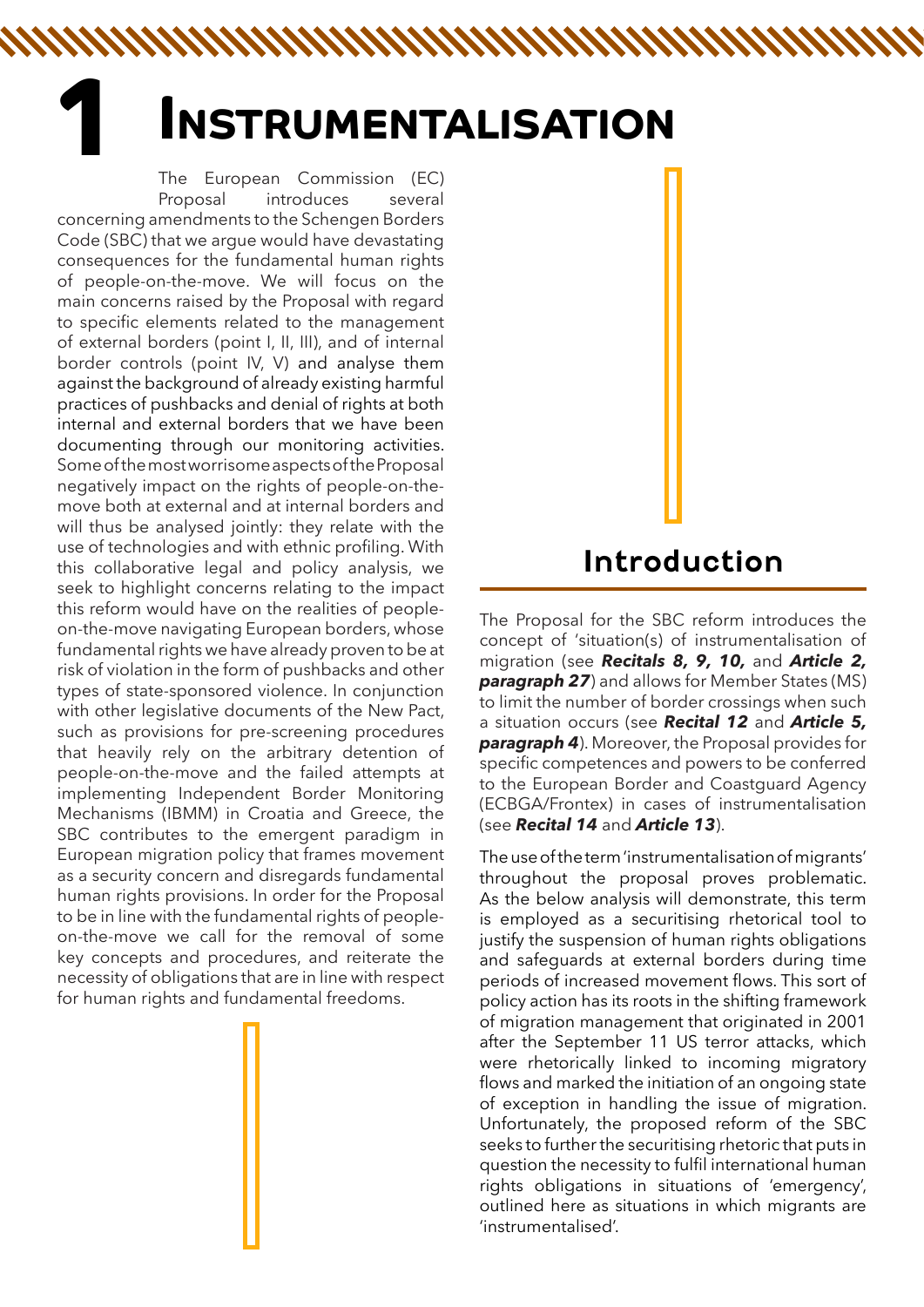# 1 Instrumentalisation

The European Commission (EC) Proposal introduces several concerning amendments to the Schengen Borders Code (SBC) that we argue would have devastating consequences for the fundamental human rights of people-on-the-move. We will focus on the main concerns raised by the Proposal with regard to specific elements related to the management of external borders (point I, II, III), and of internal border controls (point IV, V) and analyse them against the background of already existing harmful practices of pushbacks and denial of rights at both internal and external borders that we have been documenting through our monitoring activities. Some of the most worrisome aspects of the Proposal negatively impact on the rights of people-on-the-move both at external and at internal borders and will thus be analysed jointly: they relate with the use of technologies and with ethnic profiling. With this collaborative legal and policy analysis, we seek to highlight concerns relating to the impact this reform would have on the realities of people-on-the-move navigating European borders, whose fundamental rights we have already proven to be at risk of violation in the form of pushbacks and other types of state-sponsored violence. In conjunction with other legislative documents of the New Pact, such as provisions for pre-screening procedures that heavily rely on the arbitrary detention of people-on-the-move and the failed attempts at implementing Independent Border Monitoring Mechanisms (IBMM) in Croatia and Greece, the SBC contributes to the emergent paradigm in European migration policy that frames movement as a security concern and disregards fundamental human rights provisions. In order for the Proposal to be in line with the fundamental rights of people-on-the-move we call for the removal of some key concepts and procedures, and reiterate the necessity of obligations that are in line with respect for human rights and fundamental freedoms.

## Introduction

The Proposal for the SBC reform introduces the concept of 'situation(s) of instrumentalisation of migration (see ***Recitals 8, 9, 10,*** and ***Article 2, paragraph 27***) and allows for Member States (MS) to limit the number of border crossings when such a situation occurs (see ***Recital 12*** and ***Article 5, paragraph 4***). Moreover, the Proposal provides for specific competences and powers to be conferred to the European Border and Coastguard Agency (ECBGA/Frontex) in cases of instrumentalisation (see ***Recital 14*** and ***Article 13***).

The use of the term 'instrumentalisation of migrants' throughout the proposal proves problematic. As the below analysis will demonstrate, this term is employed as a securitising rhetorical tool to justify the suspension of human rights obligations and safeguards at external borders during time periods of increased movement flows. This sort of policy action has its roots in the shifting framework of migration management that originated in 2001 after the September 11 US terror attacks, which were rhetorically linked to incoming migratory flows and marked the initiation of an ongoing state of exception in handling the issue of migration. Unfortunately, the proposed reform of the SBC seeks to further the securitising rhetoric that puts in question the necessity to fulfil international human rights obligations in situations of 'emergency', outlined here as situations in which migrants are 'instrumentalised'.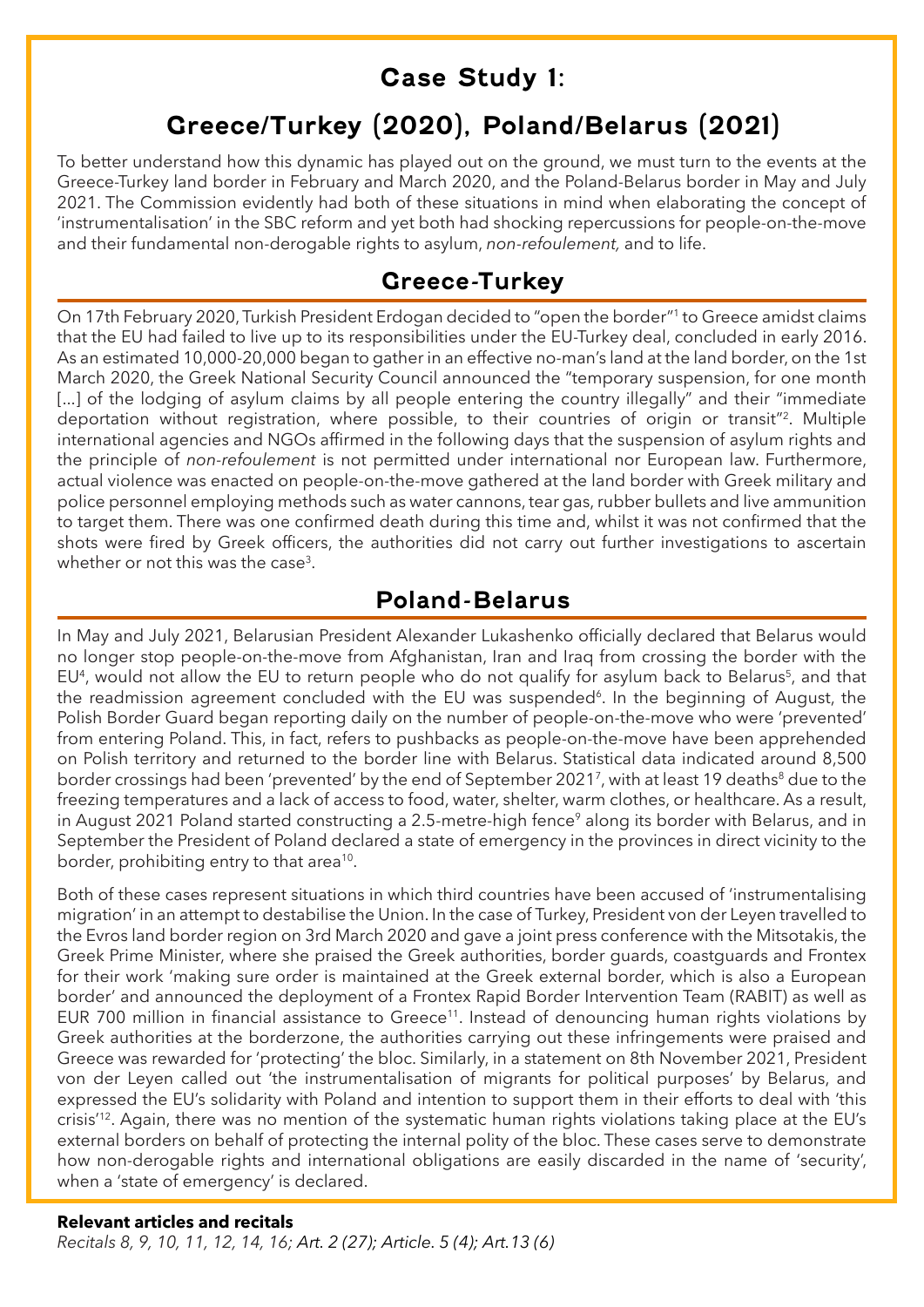# Case Study 1:

# Greece/Turkey (2020), Poland/Belarus (2021)

To better understand how this dynamic has played out on the ground, we must turn to the events at the Greece-Turkey land border in February and March 2020, and the Poland-Belarus border in May and July 2021. The Commission evidently had both of these situations in mind when elaborating the concept of 'instrumentalisation' in the SBC reform and yet both had shocking repercussions for people-on-the-move and their fundamental non-derogable rights to asylum, *non-refoulement,* and to life.

## Greece-Turkey

On 17th February 2020, Turkish President Erdogan decided to "open the border"[1] to Greece amidst claims that the EU had failed to live up to its responsibilities under the EU-Turkey deal, concluded in early 2016. As an estimated 10,000-20,000 began to gather in an effective no-man's land at the land border, on the 1st March 2020, the Greek National Security Council announced the "temporary suspension, for one month [...] of the lodging of asylum claims by all people entering the country illegally" and their "immediate deportation without registration, where possible, to their countries of origin or transit"[2]. Multiple international agencies and NGOs affirmed in the following days that the suspension of asylum rights and the principle of *non-refoulement* is not permitted under international nor European law. Furthermore, actual violence was enacted on people-on-the-move gathered at the land border with Greek military and police personnel employing methods such as water cannons, tear gas, rubber bullets and live ammunition to target them. There was one confirmed death during this time and, whilst it was not confirmed that the shots were fired by Greek officers, the authorities did not carry out further investigations to ascertain whether or not this was the case[3].

## Poland-Belarus

In May and July 2021, Belarusian President Alexander Lukashenko officially declared that Belarus would no longer stop people-on-the-move from Afghanistan, Iran and Iraq from crossing the border with the EU[4], would not allow the EU to return people who do not qualify for asylum back to Belarus[5], and that the readmission agreement concluded with the EU was suspended[6]. In the beginning of August, the Polish Border Guard began reporting daily on the number of people-on-the-move who were 'prevented' from entering Poland. This, in fact, refers to pushbacks as people-on-the-move have been apprehended on Polish territory and returned to the border line with Belarus. Statistical data indicated around 8,500 border crossings had been 'prevented' by the end of September 2021[7], with at least 19 deaths[8] due to the freezing temperatures and a lack of access to food, water, shelter, warm clothes, or healthcare. As a result, in August 2021 Poland started constructing a 2.5-metre-high fence[9] along its border with Belarus, and in September the President of Poland declared a state of emergency in the provinces in direct vicinity to the border, prohibiting entry to that area[10].

Both of these cases represent situations in which third countries have been accused of 'instrumentalising migration' in an attempt to destabilise the Union. In the case of Turkey, President von der Leyen travelled to the Evros land border region on 3rd March 2020 and gave a joint press conference with the Mitsotakis, the Greek Prime Minister, where she praised the Greek authorities, border guards, coastguards and Frontex for their work 'making sure order is maintained at the Greek external border, which is also a European border' and announced the deployment of a Frontex Rapid Border Intervention Team (RABIT) as well as EUR 700 million in financial assistance to Greece[11]. Instead of denouncing human rights violations by Greek authorities at the borderzone, the authorities carrying out these infringements were praised and Greece was rewarded for 'protecting' the bloc. Similarly, in a statement on 8th November 2021, President von der Leyen called out 'the instrumentalisation of migrants for political purposes' by Belarus, and expressed the EU's solidarity with Poland and intention to support them in their efforts to deal with 'this crisis'[12]. Again, there was no mention of the systematic human rights violations taking place at the EU's external borders on behalf of protecting the internal polity of the bloc. These cases serve to demonstrate how non-derogable rights and international obligations are easily discarded in the name of 'security', when a 'state of emergency' is declared.

**Relevant articles and recitals**

*Recitals 8, 9, 10, 11, 12, 14, 16; Art. 2 (27); Article. 5 (4); Art.13 (6)*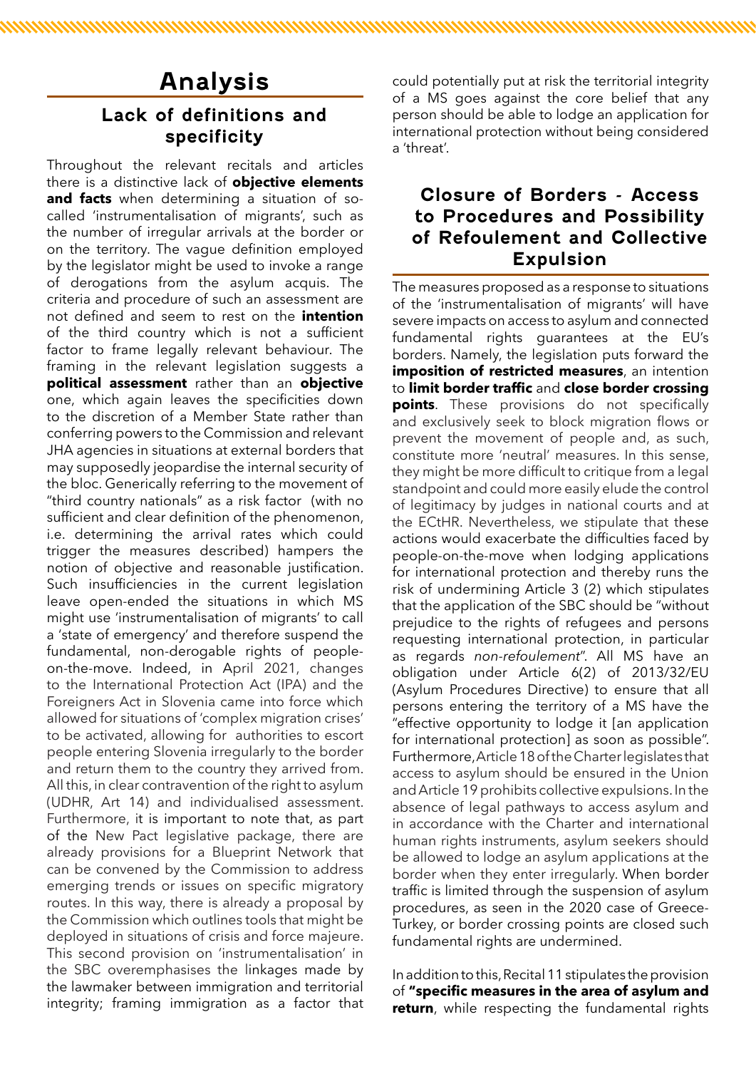# Analysis

## Lack of definitions and specificity

Throughout the relevant recitals and articles there is a distinctive lack of **objective elements and facts** when determining a situation of so-called 'instrumentalisation of migrants', such as the number of irregular arrivals at the border or on the territory. The vague definition employed by the legislator might be used to invoke a range of derogations from the asylum acquis. The criteria and procedure of such an assessment are not defined and seem to rest on the **intention** of the third country which is not a sufficient factor to frame legally relevant behaviour. The framing in the relevant legislation suggests a **political assessment** rather than an **objective** one, which again leaves the specificities down to the discretion of a Member State rather than conferring powers to the Commission and relevant JHA agencies in situations at external borders that may supposedly jeopardise the internal security of the bloc. Generically referring to the movement of "third country nationals" as a risk factor (with no sufficient and clear definition of the phenomenon, i.e. determining the arrival rates which could trigger the measures described) hampers the notion of objective and reasonable justification. Such insufficiencies in the current legislation leave open-ended the situations in which MS might use 'instrumentalisation of migrants' to call a 'state of emergency' and therefore suspend the fundamental, non-derogable rights of people-on-the-move. Indeed, in April 2021, changes to the International Protection Act (IPA) and the Foreigners Act in Slovenia came into force which allowed for situations of 'complex migration crises' to be activated, allowing for authorities to escort people entering Slovenia irregularly to the border and return them to the country they arrived from. All this, in clear contravention of the right to asylum (UDHR, Art 14) and individualised assessment. Furthermore, it is important to note that, as part of the New Pact legislative package, there are already provisions for a Blueprint Network that can be convened by the Commission to address emerging trends or issues on specific migratory routes. In this way, there is already a proposal by the Commission which outlines tools that might be deployed in situations of crisis and force majeure. This second provision on 'instrumentalisation' in the SBC overemphasises the linkages made by the lawmaker between immigration and territorial integrity; framing immigration as a factor that could potentially put at risk the territorial integrity of a MS goes against the core belief that any person should be able to lodge an application for international protection without being considered a 'threat'.

## Closure of Borders - Access to Procedures and Possibility of Refoulement and Collective Expulsion

The measures proposed as a response to situations of the 'instrumentalisation of migrants' will have severe impacts on access to asylum and connected fundamental rights guarantees at the EU's borders. Namely, the legislation puts forward the **imposition of restricted measures**, an intention to **limit border traffic** and **close border crossing points**. These provisions do not specifically and exclusively seek to block migration flows or prevent the movement of people and, as such, constitute more 'neutral' measures. In this sense, they might be more difficult to critique from a legal standpoint and could more easily elude the control of legitimacy by judges in national courts and at the ECtHR. Nevertheless, we stipulate that these actions would exacerbate the difficulties faced by people-on-the-move when lodging applications for international protection and thereby runs the risk of undermining Article 3 (2) which stipulates that the application of the SBC should be "without prejudice to the rights of refugees and persons requesting international protection, in particular as regards *non-refoulement*". All MS have an obligation under Article 6(2) of 2013/32/EU (Asylum Procedures Directive) to ensure that all persons entering the territory of a MS have the "effective opportunity to lodge it [an application for international protection] as soon as possible". Furthermore, Article 18 of the Charter legislates that access to asylum should be ensured in the Union and Article 19 prohibits collective expulsions. In the absence of legal pathways to access asylum and in accordance with the Charter and international human rights instruments, asylum seekers should be allowed to lodge an asylum applications at the border when they enter irregularly. When border traffic is limited through the suspension of asylum procedures, as seen in the 2020 case of Greece-Turkey, or border crossing points are closed such fundamental rights are undermined.

In addition to this, Recital 11 stipulates the provision of **"specific measures in the area of asylum and return**, while respecting the fundamental rights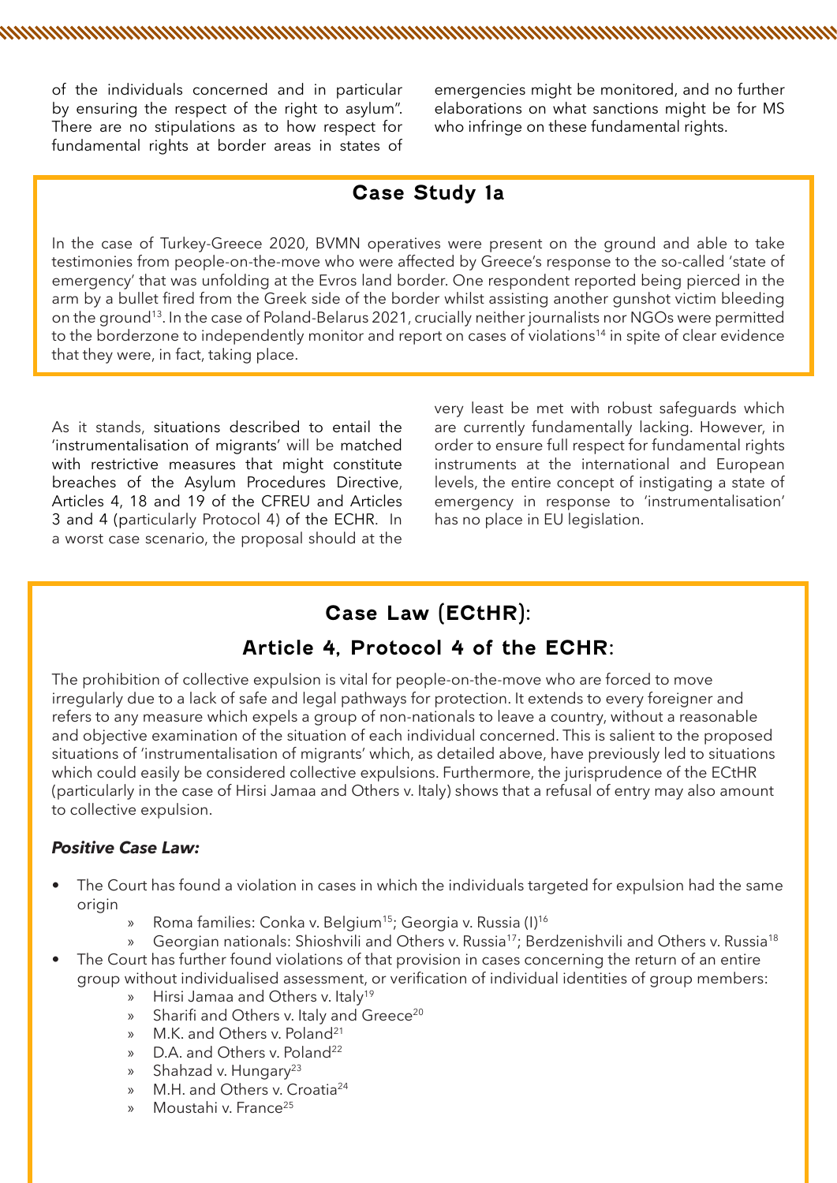of the individuals concerned and in particular by ensuring the respect of the right to asylum". There are no stipulations as to how respect for fundamental rights at border areas in states of emergencies might be monitored, and no further elaborations on what sanctions might be for MS who infringe on these fundamental rights.

## Case Study 1a

In the case of Turkey-Greece 2020, BVMN operatives were present on the ground and able to take testimonies from people-on-the-move who were affected by Greece's response to the so-called 'state of emergency' that was unfolding at the Evros land border. One respondent reported being pierced in the arm by a bullet fired from the Greek side of the border whilst assisting another gunshot victim bleeding on the ground[13]. In the case of Poland-Belarus 2021, crucially neither journalists nor NGOs were permitted to the borderzone to independently monitor and report on cases of violations[14] in spite of clear evidence that they were, in fact, taking place.

As it stands, situations described to entail the 'instrumentalisation of migrants' will be matched with restrictive measures that might constitute breaches of the Asylum Procedures Directive, Articles 4, 18 and 19 of the CFREU and Articles 3 and 4 (particularly Protocol 4) of the ECHR. In a worst case scenario, the proposal should at the very least be met with robust safeguards which are currently fundamentally lacking. However, in order to ensure full respect for fundamental rights instruments at the international and European levels, the entire concept of instigating a state of emergency in response to 'instrumentalisation' has no place in EU legislation.

## Case Law (ECtHR):

## Article 4, Protocol 4 of the ECHR:

The prohibition of collective expulsion is vital for people-on-the-move who are forced to move irregularly due to a lack of safe and legal pathways for protection. It extends to every foreigner and refers to any measure which expels a group of non-nationals to leave a country, without a reasonable and objective examination of the situation of each individual concerned. This is salient to the proposed situations of 'instrumentalisation of migrants' which, as detailed above, have previously led to situations which could easily be considered collective expulsions. Furthermore, the jurisprudence of the ECtHR (particularly in the case of Hirsi Jamaa and Others v. Italy) shows that a refusal of entry may also amount to collective expulsion.

***Positive Case Law:***

- The Court has found a violation in cases in which the individuals targeted for expulsion had the same origin
  - Roma families: Conka v. Belgium[15]; Georgia v. Russia (I)[16]
  - Georgian nationals: Shioshvili and Others v. Russia[17]; Berdzenishvili and Others v. Russia[18]
- The Court has further found violations of that provision in cases concerning the return of an entire group without individualised assessment, or verification of individual identities of group members:
  - Hirsi Jamaa and Others v. Italy[19]
  - Sharifi and Others v. Italy and Greece[20]
  - M.K. and Others v. Poland[21]
  - D.A. and Others v. Poland[22]
  - Shahzad v. Hungary[23]
  - M.H. and Others v. Croatia[24]
  - Moustahi v. France[25]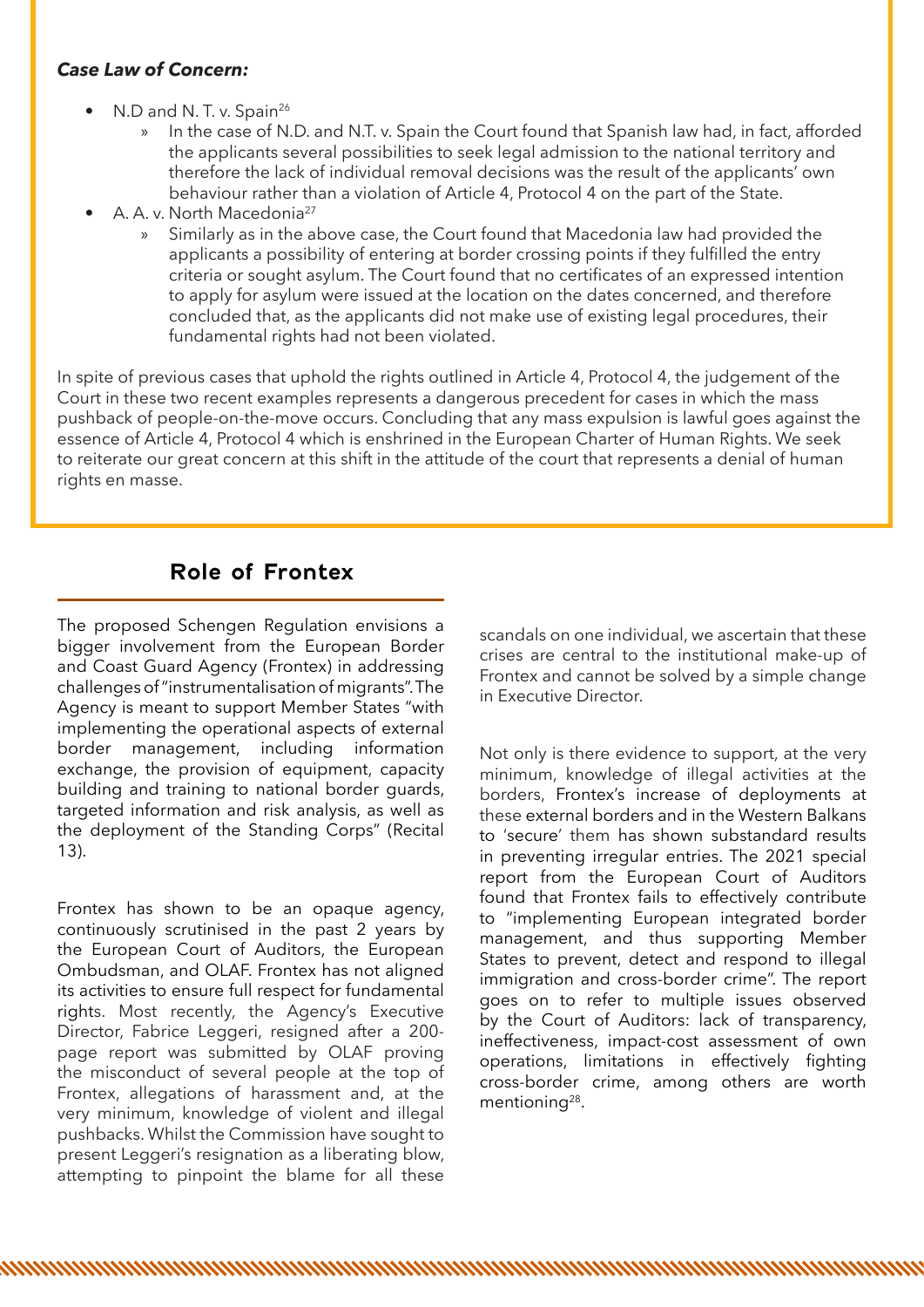***Case Law of Concern:***

- N.D and N. T. v. Spain[26]
  - In the case of N.D. and N.T. v. Spain the Court found that Spanish law had, in fact, afforded the applicants several possibilities to seek legal admission to the national territory and therefore the lack of individual removal decisions was the result of the applicants' own behaviour rather than a violation of Article 4, Protocol 4 on the part of the State.
- A. A. v. North Macedonia[27]
  - Similarly as in the above case, the Court found that Macedonia law had provided the applicants a possibility of entering at border crossing points if they fulfilled the entry criteria or sought asylum. The Court found that no certificates of an expressed intention to apply for asylum were issued at the location on the dates concerned, and therefore concluded that, as the applicants did not make use of existing legal procedures, their fundamental rights had not been violated.

In spite of previous cases that uphold the rights outlined in Article 4, Protocol 4, the judgement of the Court in these two recent examples represents a dangerous precedent for cases in which the mass pushback of people-on-the-move occurs. Concluding that any mass expulsion is lawful goes against the essence of Article 4, Protocol 4 which is enshrined in the European Charter of Human Rights. We seek to reiterate our great concern at this shift in the attitude of the court that represents a denial of human rights en masse.

## Role of Frontex

The proposed Schengen Regulation envisions a bigger involvement from the European Border and Coast Guard Agency (Frontex) in addressing challenges of "instrumentalisation of migrants". The Agency is meant to support Member States "with implementing the operational aspects of external border management, including information exchange, the provision of equipment, capacity building and training to national border guards, targeted information and risk analysis, as well as the deployment of the Standing Corps" (Recital 13).

Frontex has shown to be an opaque agency, continuously scrutinised in the past 2 years by the European Court of Auditors, the European Ombudsman, and OLAF. Frontex has not aligned its activities to ensure full respect for fundamental rights. Most recently, the Agency's Executive Director, Fabrice Leggeri, resigned after a 200-page report was submitted by OLAF proving the misconduct of several people at the top of Frontex, allegations of harassment and, at the very minimum, knowledge of violent and illegal pushbacks. Whilst the Commission have sought to present Leggeri's resignation as a liberating blow, attempting to pinpoint the blame for all these scandals on one individual, we ascertain that these crises are central to the institutional make-up of Frontex and cannot be solved by a simple change in Executive Director.

Not only is there evidence to support, at the very minimum, knowledge of illegal activities at the borders, Frontex's increase of deployments at these external borders and in the Western Balkans to 'secure' them has shown substandard results in preventing irregular entries. The 2021 special report from the European Court of Auditors found that Frontex fails to effectively contribute to "implementing European integrated border management, and thus supporting Member States to prevent, detect and respond to illegal immigration and cross-border crime". The report goes on to refer to multiple issues observed by the Court of Auditors: lack of transparency, ineffectiveness, impact-cost assessment of own operations, limitations in effectively fighting cross-border crime, among others are worth mentioning[28].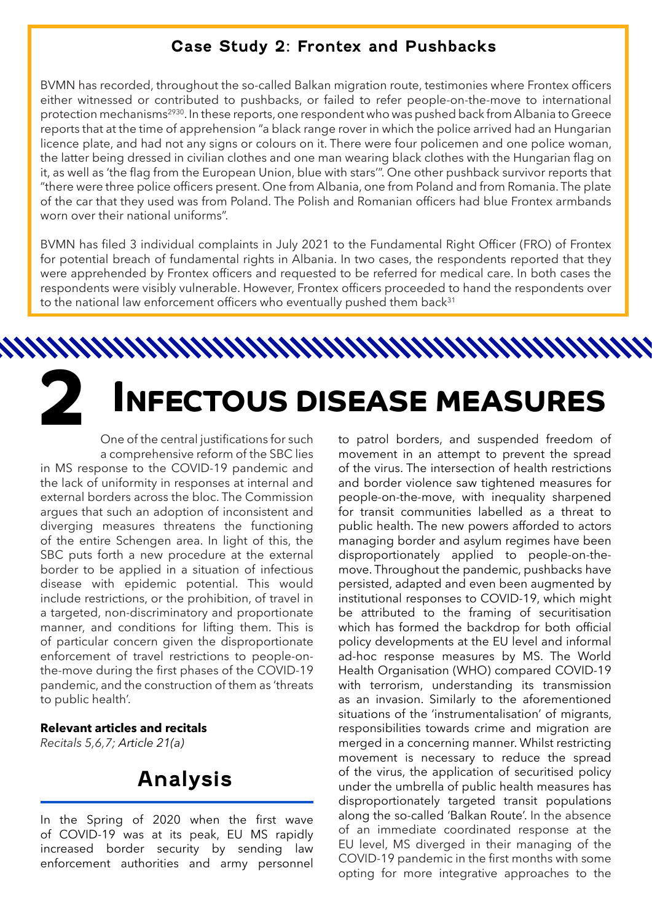### Case Study 2: Frontex and Pushbacks

BVMN has recorded, throughout the so-called Balkan migration route, testimonies where Frontex officers either witnessed or contributed to pushbacks, or failed to refer people-on-the-move to international protection mechanisms[29][30]. In these reports, one respondent who was pushed back from Albania to Greece reports that at the time of apprehension "a black range rover in which the police arrived had an Hungarian licence plate, and had not any signs or colours on it. There were four policemen and one police woman, the latter being dressed in civilian clothes and one man wearing black clothes with the Hungarian flag on it, as well as 'the flag from the European Union, blue with stars'". One other pushback survivor reports that "there were three police officers present. One from Albania, one from Poland and from Romania. The plate of the car that they used was from Poland. The Polish and Romanian officers had blue Frontex armbands worn over their national uniforms".

BVMN has filed 3 individual complaints in July 2021 to the Fundamental Right Officer (FRO) of Frontex for potential breach of fundamental rights in Albania. In two cases, the respondents reported that they were apprehended by Frontex officers and requested to be referred for medical care. In both cases the respondents were visibly vulnerable. However, Frontex officers proceeded to hand the respondents over to the national law enforcement officers who eventually pushed them back[31]

# 2 Infectous disease measures

One of the central justifications for such a comprehensive reform of the SBC lies in MS response to the COVID-19 pandemic and the lack of uniformity in responses at internal and external borders across the bloc. The Commission argues that such an adoption of inconsistent and diverging measures threatens the functioning of the entire Schengen area. In light of this, the SBC puts forth a new procedure at the external border to be applied in a situation of infectious disease with epidemic potential. This would include restrictions, or the prohibition, of travel in a targeted, non-discriminatory and proportionate manner, and conditions for lifting them. This is of particular concern given the disproportionate enforcement of travel restrictions to people-on-the-move during the first phases of the COVID-19 pandemic, and the construction of them as 'threats to public health'.

**Relevant articles and recitals**
*Recitals 5,6,7; Article 21(a)*

## Analysis

In the Spring of 2020 when the first wave of COVID-19 was at its peak, EU MS rapidly increased border security by sending law enforcement authorities and army personnel to patrol borders, and suspended freedom of movement in an attempt to prevent the spread of the virus. The intersection of health restrictions and border violence saw tightened measures for people-on-the-move, with inequality sharpened for transit communities labelled as a threat to public health. The new powers afforded to actors managing border and asylum regimes have been disproportionately applied to people-on-the-move. Throughout the pandemic, pushbacks have persisted, adapted and even been augmented by institutional responses to COVID-19, which might be attributed to the framing of securitisation which has formed the backdrop for both official policy developments at the EU level and informal ad-hoc response measures by MS. The World Health Organisation (WHO) compared COVID-19 with terrorism, understanding its transmission as an invasion. Similarly to the aforementioned situations of the 'instrumentalisation' of migrants, responsibilities towards crime and migration are merged in a concerning manner. Whilst restricting movement is necessary to reduce the spread of the virus, the application of securitised policy under the umbrella of public health measures has disproportionately targeted transit populations along the so-called 'Balkan Route'. In the absence of an immediate coordinated response at the EU level, MS diverged in their managing of the COVID-19 pandemic in the first months with some opting for more integrative approaches to the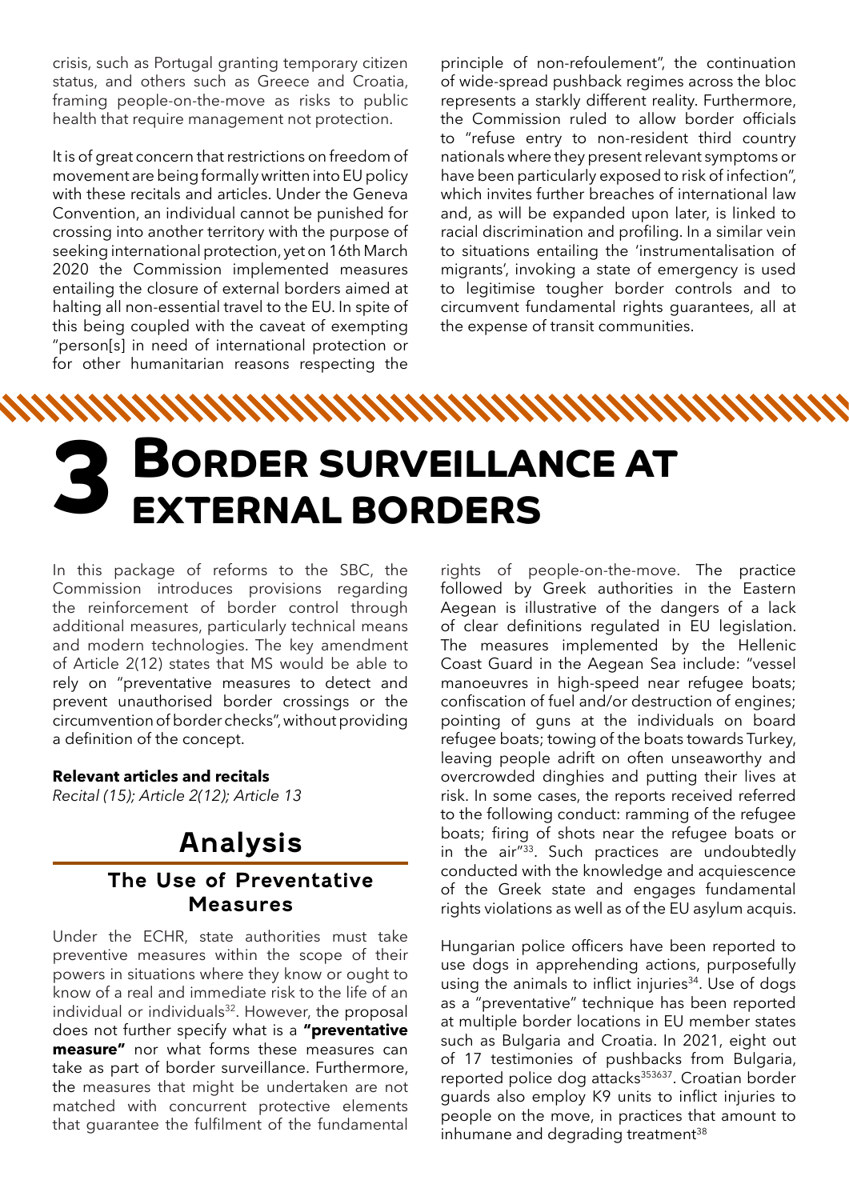crisis, such as Portugal granting temporary citizen status, and others such as Greece and Croatia, framing people-on-the-move as risks to public health that require management not protection.

It is of great concern that restrictions on freedom of movement are being formally written into EU policy with these recitals and articles. Under the Geneva Convention, an individual cannot be punished for crossing into another territory with the purpose of seeking international protection, yet on 16th March 2020 the Commission implemented measures entailing the closure of external borders aimed at halting all non-essential travel to the EU. In spite of this being coupled with the caveat of exempting "person[s] in need of international protection or for other humanitarian reasons respecting the principle of non-refoulement", the continuation of wide-spread pushback regimes across the bloc represents a starkly different reality. Furthermore, the Commission ruled to allow border officials to "refuse entry to non-resident third country nationals where they present relevant symptoms or have been particularly exposed to risk of infection", which invites further breaches of international law and, as will be expanded upon later, is linked to racial discrimination and profiling. In a similar vein to situations entailing the 'instrumentalisation of migrants', invoking a state of emergency is used to legitimise tougher border controls and to circumvent fundamental rights guarantees, all at the expense of transit communities.

# 3 Border surveillance at external borders

In this package of reforms to the SBC, the Commission introduces provisions regarding the reinforcement of border control through additional measures, particularly technical means and modern technologies. The key amendment of Article 2(12) states that MS would be able to rely on "preventative measures to detect and prevent unauthorised border crossings or the circumvention of border checks", without providing a definition of the concept.

**Relevant articles and recitals**
*Recital (15); Article 2(12); Article 13*

## Analysis

### The Use of Preventative Measures

Under the ECHR, state authorities must take preventive measures within the scope of their powers in situations where they know or ought to know of a real and immediate risk to the life of an individual or individuals[32]. However, the proposal does not further specify what is a **"preventative measure"** nor what forms these measures can take as part of border surveillance. Furthermore, the measures that might be undertaken are not matched with concurrent protective elements that guarantee the fulfilment of the fundamental rights of people-on-the-move. The practice followed by Greek authorities in the Eastern Aegean is illustrative of the dangers of a lack of clear definitions regulated in EU legislation. The measures implemented by the Hellenic Coast Guard in the Aegean Sea include: "vessel manoeuvres in high-speed near refugee boats; confiscation of fuel and/or destruction of engines; pointing of guns at the individuals on board refugee boats; towing of the boats towards Turkey, leaving people adrift on often unseaworthy and overcrowded dinghies and putting their lives at risk. In some cases, the reports received referred to the following conduct: ramming of the refugee boats; firing of shots near the refugee boats or in the air"[33]. Such practices are undoubtedly conducted with the knowledge and acquiescence of the Greek state and engages fundamental rights violations as well as of the EU asylum acquis.

Hungarian police officers have been reported to use dogs in apprehending actions, purposefully using the animals to inflict injuries[34]. Use of dogs as a "preventative" technique has been reported at multiple border locations in EU member states such as Bulgaria and Croatia. In 2021, eight out of 17 testimonies of pushbacks from Bulgaria, reported police dog attacks[35,36,37]. Croatian border guards also employ K9 units to inflict injuries to people on the move, in practices that amount to inhumane and degrading treatment[38]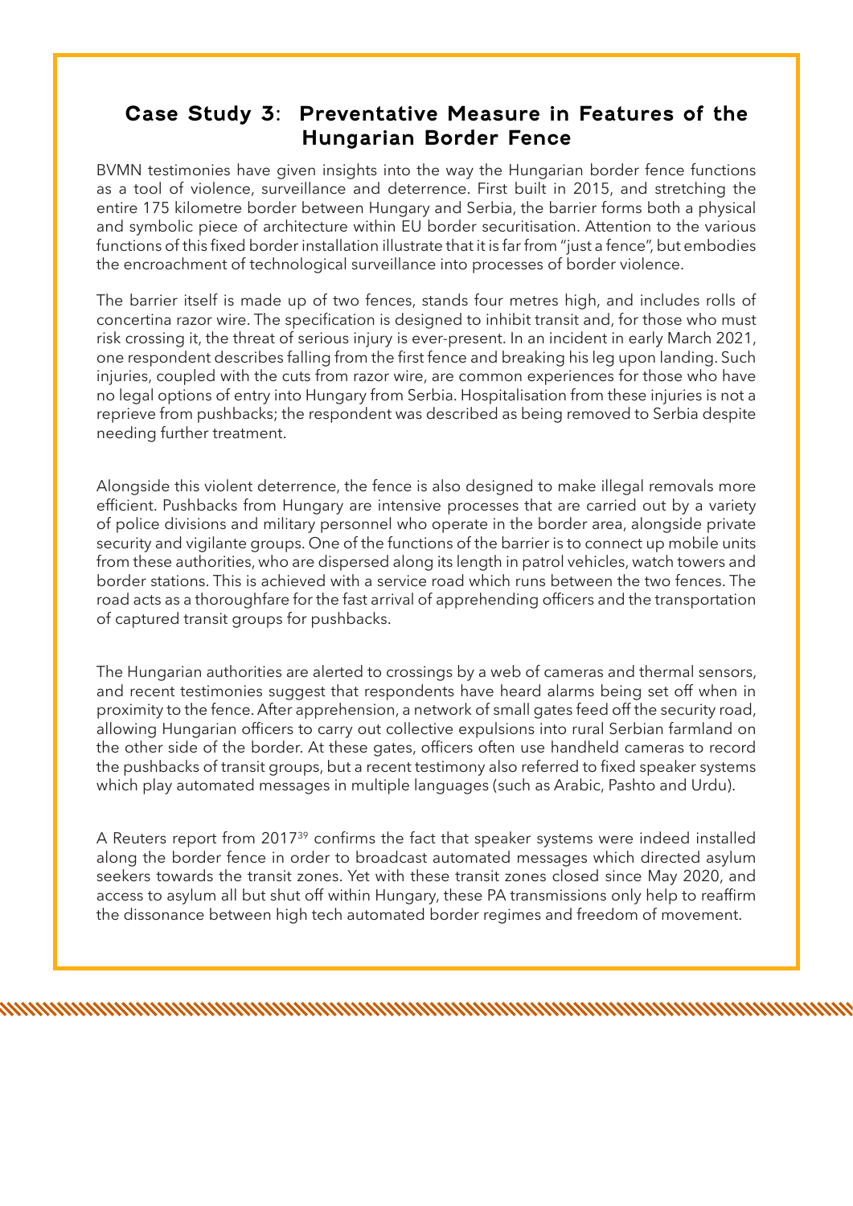## Case Study 3: Preventative Measure in Features of the Hungarian Border Fence

BVMN testimonies have given insights into the way the Hungarian border fence functions as a tool of violence, surveillance and deterrence. First built in 2015, and stretching the entire 175 kilometre border between Hungary and Serbia, the barrier forms both a physical and symbolic piece of architecture within EU border securitisation. Attention to the various functions of this fixed border installation illustrate that it is far from "just a fence", but embodies the encroachment of technological surveillance into processes of border violence.

The barrier itself is made up of two fences, stands four metres high, and includes rolls of concertina razor wire. The specification is designed to inhibit transit and, for those who must risk crossing it, the threat of serious injury is ever-present. In an incident in early March 2021, one respondent describes falling from the first fence and breaking his leg upon landing. Such injuries, coupled with the cuts from razor wire, are common experiences for those who have no legal options of entry into Hungary from Serbia. Hospitalisation from these injuries is not a reprieve from pushbacks; the respondent was described as being removed to Serbia despite needing further treatment.

Alongside this violent deterrence, the fence is also designed to make illegal removals more efficient. Pushbacks from Hungary are intensive processes that are carried out by a variety of police divisions and military personnel who operate in the border area, alongside private security and vigilante groups. One of the functions of the barrier is to connect up mobile units from these authorities, who are dispersed along its length in patrol vehicles, watch towers and border stations. This is achieved with a service road which runs between the two fences. The road acts as a thoroughfare for the fast arrival of apprehending officers and the transportation of captured transit groups for pushbacks.

The Hungarian authorities are alerted to crossings by a web of cameras and thermal sensors, and recent testimonies suggest that respondents have heard alarms being set off when in proximity to the fence. After apprehension, a network of small gates feed off the security road, allowing Hungarian officers to carry out collective expulsions into rural Serbian farmland on the other side of the border. At these gates, officers often use handheld cameras to record the pushbacks of transit groups, but a recent testimony also referred to fixed speaker systems which play automated messages in multiple languages (such as Arabic, Pashto and Urdu).

A Reuters report from 2017[39] confirms the fact that speaker systems were indeed installed along the border fence in order to broadcast automated messages which directed asylum seekers towards the transit zones. Yet with these transit zones closed since May 2020, and access to asylum all but shut off within Hungary, these PA transmissions only help to reaffirm the dissonance between high tech automated border regimes and freedom of movement.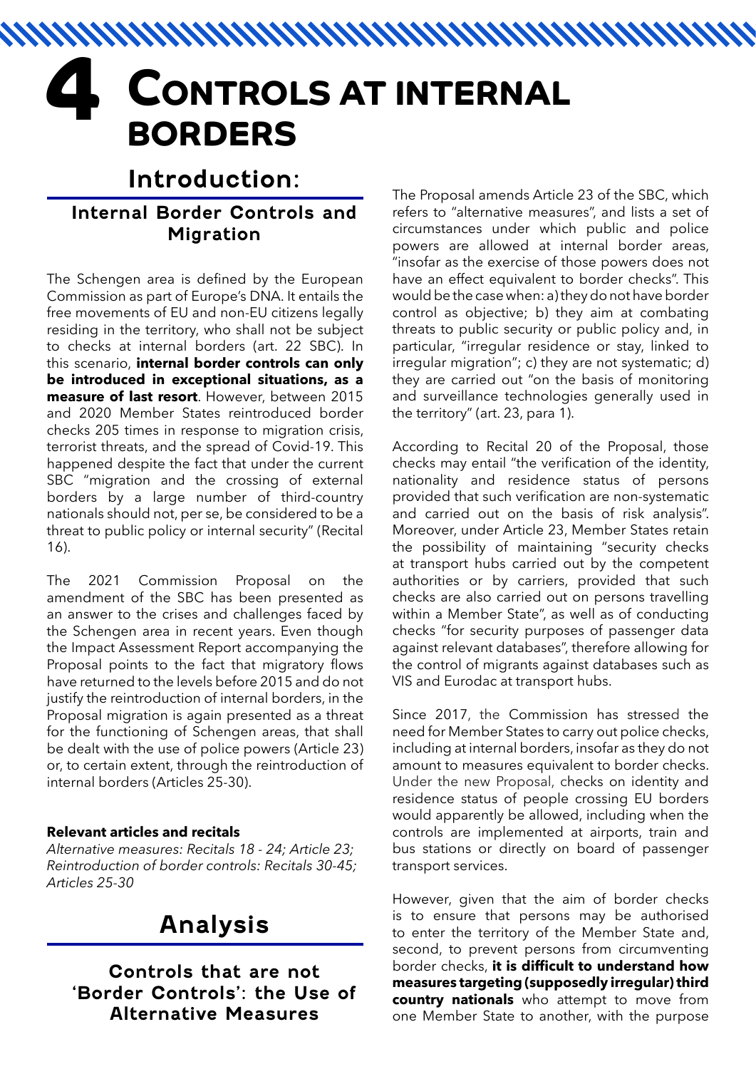# 4 Controls at internal borders

## Introduction:

### Internal Border Controls and Migration

The Schengen area is defined by the European Commission as part of Europe's DNA. It entails the free movements of EU and non-EU citizens legally residing in the territory, who shall not be subject to checks at internal borders (art. 22 SBC). In this scenario, **internal border controls can only be introduced in exceptional situations, as a measure of last resort**. However, between 2015 and 2020 Member States reintroduced border checks 205 times in response to migration crisis, terrorist threats, and the spread of Covid-19. This happened despite the fact that under the current SBC "migration and the crossing of external borders by a large number of third-country nationals should not, per se, be considered to be a threat to public policy or internal security" (Recital 16).

The 2021 Commission Proposal on the amendment of the SBC has been presented as an answer to the crises and challenges faced by the Schengen area in recent years. Even though the Impact Assessment Report accompanying the Proposal points to the fact that migratory flows have returned to the levels before 2015 and do not justify the reintroduction of internal borders, in the Proposal migration is again presented as a threat for the functioning of Schengen areas, that shall be dealt with the use of police powers (Article 23) or, to certain extent, through the reintroduction of internal borders (Articles 25-30).

**Relevant articles and recitals**

*Alternative measures: Recitals 18 - 24; Article 23; Reintroduction of border controls: Recitals 30-45; Articles 25-30*

## Analysis

### Controls that are not 'Border Controls': the Use of Alternative Measures

The Proposal amends Article 23 of the SBC, which refers to "alternative measures", and lists a set of circumstances under which public and police powers are allowed at internal border areas, "insofar as the exercise of those powers does not have an effect equivalent to border checks". This would be the case when: a) they do not have border control as objective; b) they aim at combating threats to public security or public policy and, in particular, "irregular residence or stay, linked to irregular migration"; c) they are not systematic; d) they are carried out "on the basis of monitoring and surveillance technologies generally used in the territory" (art. 23, para 1).

According to Recital 20 of the Proposal, those checks may entail "the verification of the identity, nationality and residence status of persons provided that such verification are non-systematic and carried out on the basis of risk analysis". Moreover, under Article 23, Member States retain the possibility of maintaining "security checks at transport hubs carried out by the competent authorities or by carriers, provided that such checks are also carried out on persons travelling within a Member State", as well as of conducting checks "for security purposes of passenger data against relevant databases", therefore allowing for the control of migrants against databases such as VIS and Eurodac at transport hubs.

Since 2017, the Commission has stressed the need for Member States to carry out police checks, including at internal borders, insofar as they do not amount to measures equivalent to border checks. Under the new Proposal, checks on identity and residence status of people crossing EU borders would apparently be allowed, including when the controls are implemented at airports, train and bus stations or directly on board of passenger transport services.

However, given that the aim of border checks is to ensure that persons may be authorised to enter the territory of the Member State and, second, to prevent persons from circumventing border checks, **it is difficult to understand how measures targeting (supposedly irregular) third country nationals** who attempt to move from one Member State to another, with the purpose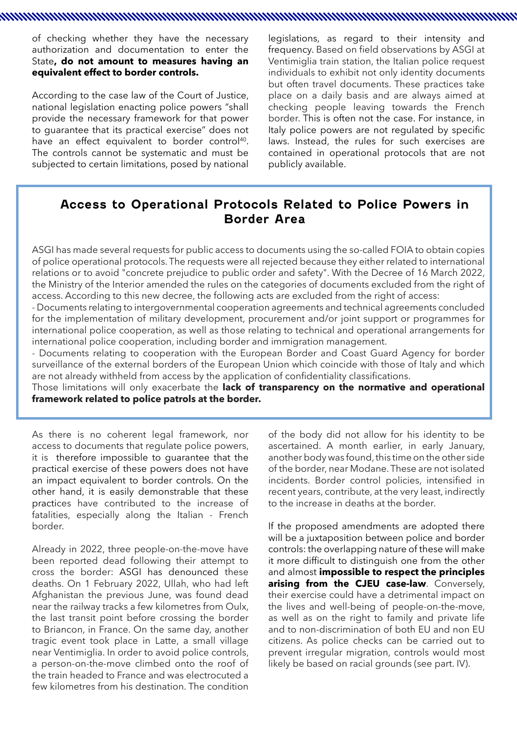of checking whether they have the necessary authorization and documentation to enter the State**, do not amount to measures having an equivalent effect to border controls.**

According to the case law of the Court of Justice, national legislation enacting police powers "shall provide the necessary framework for that power to guarantee that its practical exercise" does not have an effect equivalent to border control[40]. The controls cannot be systematic and must be subjected to certain limitations, posed by national legislations, as regard to their intensity and frequency. Based on field observations by ASGI at Ventimiglia train station, the Italian police request individuals to exhibit not only identity documents but often travel documents. These practices take place on a daily basis and are always aimed at checking people leaving towards the French border. This is often not the case. For instance, in Italy police powers are not regulated by specific laws. Instead, the rules for such exercises are contained in operational protocols that are not publicly available.

## Access to Operational Protocols Related to Police Powers in Border Area

ASGI has made several requests for public access to documents using the so-called FOIA to obtain copies of police operational protocols. The requests were all rejected because they either related to international relations or to avoid "concrete prejudice to public order and safety". With the Decree of 16 March 2022, the Ministry of the Interior amended the rules on the categories of documents excluded from the right of access. According to this new decree, the following acts are excluded from the right of access:

- Documents relating to intergovernmental cooperation agreements and technical agreements concluded for the implementation of military development, procurement and/or joint support or programmes for international police cooperation, as well as those relating to technical and operational arrangements for international police cooperation, including border and immigration management.
- Documents relating to cooperation with the European Border and Coast Guard Agency for border surveillance of the external borders of the European Union which coincide with those of Italy and which are not already withheld from access by the application of confidentiality classifications.

Those limitations will only exacerbate the **lack of transparency on the normative and operational framework related to police patrols at the border.**

As there is no coherent legal framework, nor access to documents that regulate police powers, it is therefore impossible to guarantee that the practical exercise of these powers does not have an impact equivalent to border controls. On the other hand, it is easily demonstrable that these practices have contributed to the increase of fatalities, especially along the Italian - French border.

Already in 2022, three people-on-the-move have been reported dead following their attempt to cross the border: ASGI has denounced these deaths. On 1 February 2022, Ullah, who had left Afghanistan the previous June, was found dead near the railway tracks a few kilometres from Oulx, the last transit point before crossing the border to Briancon, in France. On the same day, another tragic event took place in Latte, a small village near Ventimiglia. In order to avoid police controls, a person-on-the-move climbed onto the roof of the train headed to France and was electrocuted a few kilometres from his destination. The condition of the body did not allow for his identity to be ascertained. A month earlier, in early January, another body was found, this time on the other side of the border, near Modane. These are not isolated incidents. Border control policies, intensified in recent years, contribute, at the very least, indirectly to the increase in deaths at the border.

If the proposed amendments are adopted there will be a juxtaposition between police and border controls: the overlapping nature of these will make it more difficult to distinguish one from the other and almost **impossible to respect the principles arising from the CJEU case-law**. Conversely, their exercise could have a detrimental impact on the lives and well-being of people-on-the-move, as well as on the right to family and private life and to non-discrimination of both EU and non EU citizens. As police checks can be carried out to prevent irregular migration, controls would most likely be based on racial grounds (see part. IV).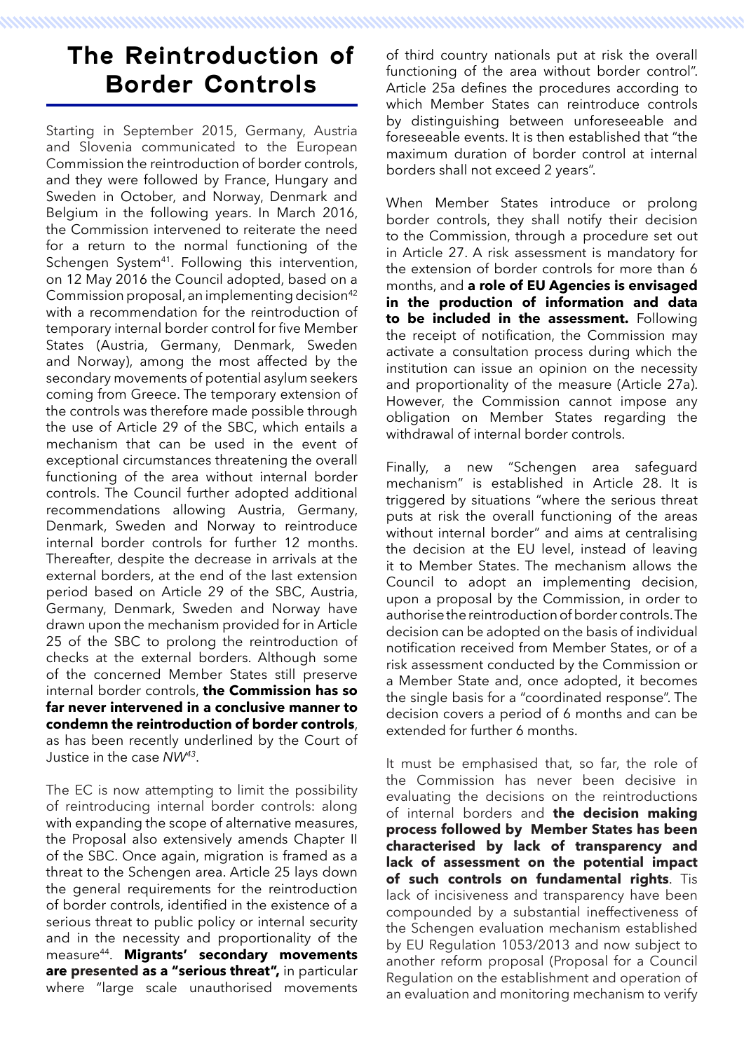# The Reintroduction of Border Controls

Starting in September 2015, Germany, Austria and Slovenia communicated to the European Commission the reintroduction of border controls, and they were followed by France, Hungary and Sweden in October, and Norway, Denmark and Belgium in the following years. In March 2016, the Commission intervened to reiterate the need for a return to the normal functioning of the Schengen System[41]. Following this intervention, on 12 May 2016 the Council adopted, based on a Commission proposal, an implementing decision[42] with a recommendation for the reintroduction of temporary internal border control for five Member States (Austria, Germany, Denmark, Sweden and Norway), among the most affected by the secondary movements of potential asylum seekers coming from Greece. The temporary extension of the controls was therefore made possible through the use of Article 29 of the SBC, which entails a mechanism that can be used in the event of exceptional circumstances threatening the overall functioning of the area without internal border controls. The Council further adopted additional recommendations allowing Austria, Germany, Denmark, Sweden and Norway to reintroduce internal border controls for further 12 months. Thereafter, despite the decrease in arrivals at the external borders, at the end of the last extension period based on Article 29 of the SBC, Austria, Germany, Denmark, Sweden and Norway have drawn upon the mechanism provided for in Article 25 of the SBC to prolong the reintroduction of checks at the external borders. Although some of the concerned Member States still preserve internal border controls, **the Commission has so far never intervened in a conclusive manner to condemn the reintroduction of border controls**, as has been recently underlined by the Court of Justice in the case *NW*[43].

The EC is now attempting to limit the possibility of reintroducing internal border controls: along with expanding the scope of alternative measures, the Proposal also extensively amends Chapter II of the SBC. Once again, migration is framed as a threat to the Schengen area. Article 25 lays down the general requirements for the reintroduction of border controls, identified in the existence of a serious threat to public policy or internal security and in the necessity and proportionality of the measure[44]. **Migrants' secondary movements are presented as a "serious threat",** in particular where "large scale unauthorised movements of third country nationals put at risk the overall functioning of the area without border control". Article 25a defines the procedures according to which Member States can reintroduce controls by distinguishing between unforeseeable and foreseeable events. It is then established that "the maximum duration of border control at internal borders shall not exceed 2 years".

When Member States introduce or prolong border controls, they shall notify their decision to the Commission, through a procedure set out in Article 27. A risk assessment is mandatory for the extension of border controls for more than 6 months, and **a role of EU Agencies is envisaged in the production of information and data to be included in the assessment.** Following the receipt of notification, the Commission may activate a consultation process during which the institution can issue an opinion on the necessity and proportionality of the measure (Article 27a). However, the Commission cannot impose any obligation on Member States regarding the withdrawal of internal border controls.

Finally, a new "Schengen area safeguard mechanism" is established in Article 28. It is triggered by situations "where the serious threat puts at risk the overall functioning of the areas without internal border" and aims at centralising the decision at the EU level, instead of leaving it to Member States. The mechanism allows the Council to adopt an implementing decision, upon a proposal by the Commission, in order to authorise the reintroduction of border controls. The decision can be adopted on the basis of individual notification received from Member States, or of a risk assessment conducted by the Commission or a Member State and, once adopted, it becomes the single basis for a "coordinated response". The decision covers a period of 6 months and can be extended for further 6 months.

It must be emphasised that, so far, the role of the Commission has never been decisive in evaluating the decisions on the reintroductions of internal borders and **the decision making process followed by Member States has been characterised by lack of transparency and lack of assessment on the potential impact of such controls on fundamental rights**. Tis lack of incisiveness and transparency have been compounded by a substantial ineffectiveness of the Schengen evaluation mechanism established by EU Regulation 1053/2013 and now subject to another reform proposal (Proposal for a Council Regulation on the establishment and operation of an evaluation and monitoring mechanism to verify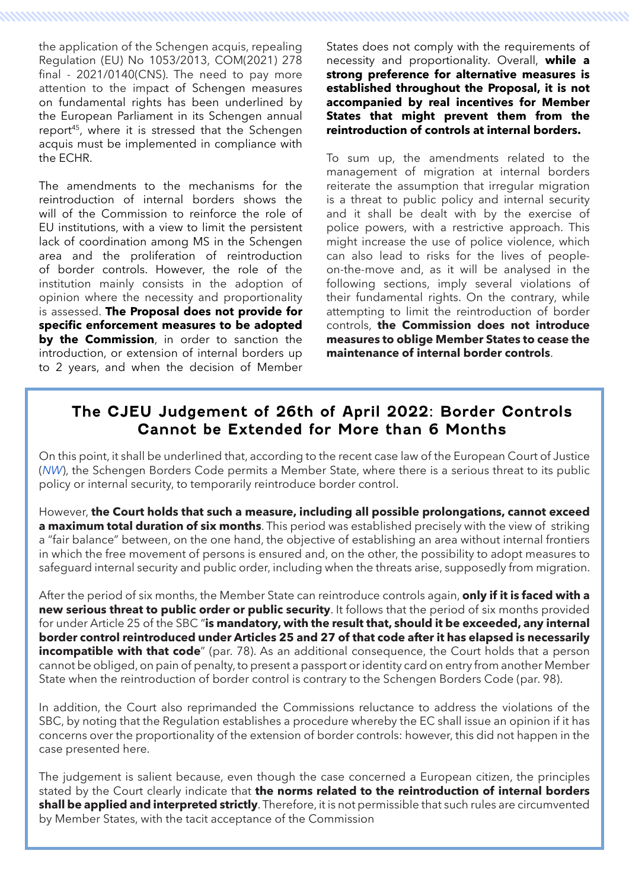the application of the Schengen acquis, repealing Regulation (EU) No 1053/2013, COM(2021) 278 final - 2021/0140(CNS). The need to pay more attention to the impact of Schengen measures on fundamental rights has been underlined by the European Parliament in its Schengen annual report[45], where it is stressed that the Schengen acquis must be implemented in compliance with the ECHR.

The amendments to the mechanisms for the reintroduction of internal borders shows the will of the Commission to reinforce the role of EU institutions, with a view to limit the persistent lack of coordination among MS in the Schengen area and the proliferation of reintroduction of border controls. However, the role of the institution mainly consists in the adoption of opinion where the necessity and proportionality is assessed. **The Proposal does not provide for specific enforcement measures to be adopted by the Commission**, in order to sanction the introduction, or extension of internal borders up to 2 years, and when the decision of Member States does not comply with the requirements of necessity and proportionality. Overall, **while a strong preference for alternative measures is established throughout the Proposal, it is not accompanied by real incentives for Member States that might prevent them from the reintroduction of controls at internal borders.**

To sum up, the amendments related to the management of migration at internal borders reiterate the assumption that irregular migration is a threat to public policy and internal security and it shall be dealt with by the exercise of police powers, with a restrictive approach. This might increase the use of police violence, which can also lead to risks for the lives of people-on-the-move and, as it will be analysed in the following sections, imply several violations of their fundamental rights. On the contrary, while attempting to limit the reintroduction of border controls, **the Commission does not introduce measures to oblige Member States to cease the maintenance of internal border controls**.

## The CJEU Judgement of 26th of April 2022: Border Controls Cannot be Extended for More than 6 Months

On this point, it shall be underlined that, according to the recent case law of the European Court of Justice (*NW*), the Schengen Borders Code permits a Member State, where there is a serious threat to its public policy or internal security, to temporarily reintroduce border control.

However, **the Court holds that such a measure, including all possible prolongations, cannot exceed a maximum total duration of six months**. This period was established precisely with the view of striking a "fair balance" between, on the one hand, the objective of establishing an area without internal frontiers in which the free movement of persons is ensured and, on the other, the possibility to adopt measures to safeguard internal security and public order, including when the threats arise, supposedly from migration.

After the period of six months, the Member State can reintroduce controls again, **only if it is faced with a new serious threat to public order or public security**. It follows that the period of six months provided for under Article 25 of the SBC "**is mandatory, with the result that, should it be exceeded, any internal border control reintroduced under Articles 25 and 27 of that code after it has elapsed is necessarily incompatible with that code**" (par. 78). As an additional consequence, the Court holds that a person cannot be obliged, on pain of penalty, to present a passport or identity card on entry from another Member State when the reintroduction of border control is contrary to the Schengen Borders Code (par. 98).

In addition, the Court also reprimanded the Commissions reluctance to address the violations of the SBC, by noting that the Regulation establishes a procedure whereby the EC shall issue an opinion if it has concerns over the proportionality of the extension of border controls: however, this did not happen in the case presented here.

The judgement is salient because, even though the case concerned a European citizen, the principles stated by the Court clearly indicate that **the norms related to the reintroduction of internal borders shall be applied and interpreted strictly**. Therefore, it is not permissible that such rules are circumvented by Member States, with the tacit acceptance of the Commission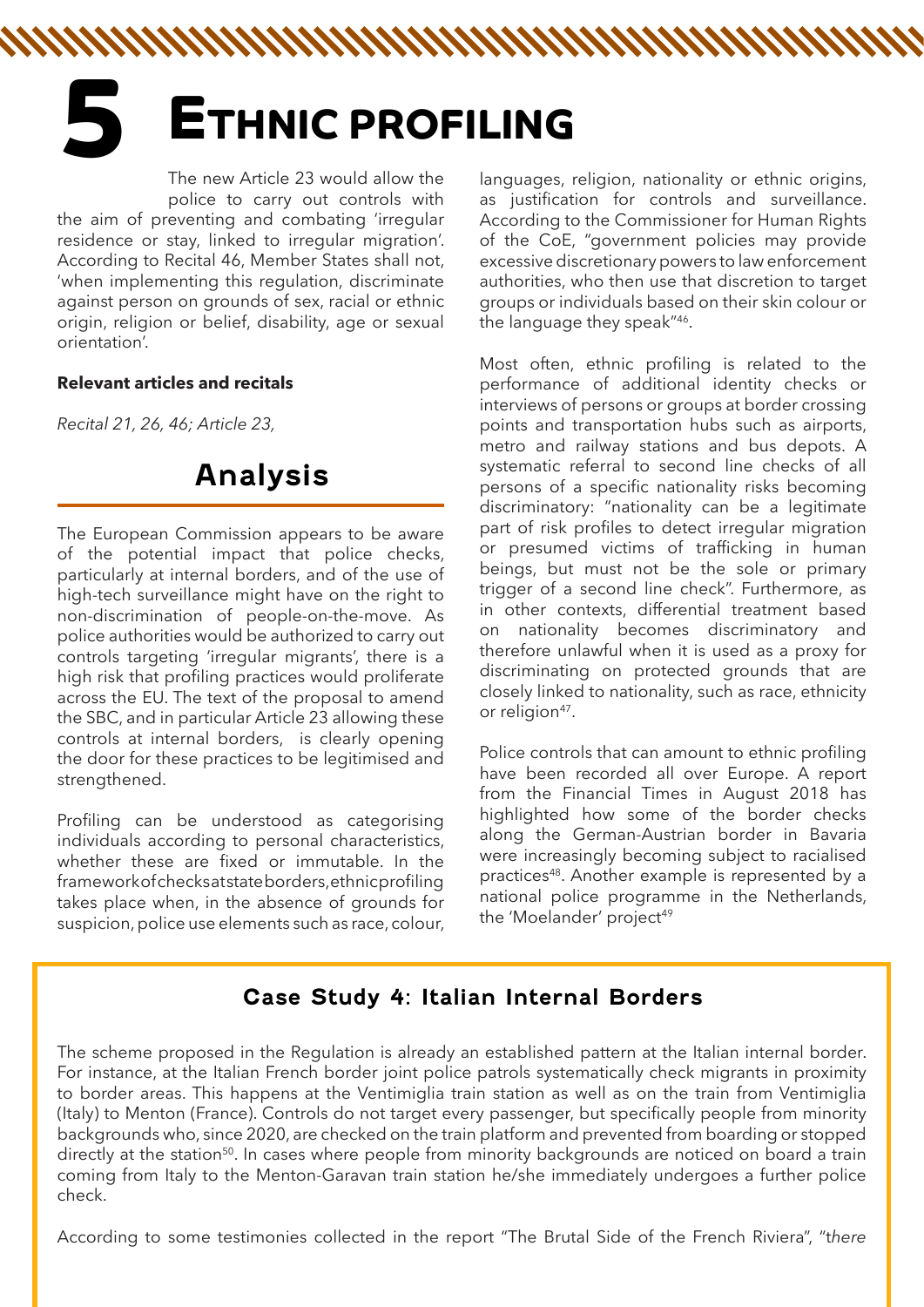# 5 Ethnic profiling

The new Article 23 would allow the police to carry out controls with the aim of preventing and combating 'irregular residence or stay, linked to irregular migration'. According to Recital 46, Member States shall not, 'when implementing this regulation, discriminate against person on grounds of sex, racial or ethnic origin, religion or belief, disability, age or sexual orientation'.

**Relevant articles and recitals**

*Recital 21, 26, 46; Article 23,*

## Analysis

The European Commission appears to be aware of the potential impact that police checks, particularly at internal borders, and of the use of high-tech surveillance might have on the right to non-discrimination of people-on-the-move. As police authorities would be authorized to carry out controls targeting 'irregular migrants', there is a high risk that profiling practices would proliferate across the EU. The text of the proposal to amend the SBC, and in particular Article 23 allowing these controls at internal borders, is clearly opening the door for these practices to be legitimised and strengthened.

Profiling can be understood as categorising individuals according to personal characteristics, whether these are fixed or immutable. In the framework of checks at state borders, ethnic profiling takes place when, in the absence of grounds for suspicion, police use elements such as race, colour, languages, religion, nationality or ethnic origins, as justification for controls and surveillance. According to the Commissioner for Human Rights of the CoE, "government policies may provide excessive discretionary powers to law enforcement authorities, who then use that discretion to target groups or individuals based on their skin colour or the language they speak"[46].

Most often, ethnic profiling is related to the performance of additional identity checks or interviews of persons or groups at border crossing points and transportation hubs such as airports, metro and railway stations and bus depots. A systematic referral to second line checks of all persons of a specific nationality risks becoming discriminatory: "nationality can be a legitimate part of risk profiles to detect irregular migration or presumed victims of trafficking in human beings, but must not be the sole or primary trigger of a second line check". Furthermore, as in other contexts, differential treatment based on nationality becomes discriminatory and therefore unlawful when it is used as a proxy for discriminating on protected grounds that are closely linked to nationality, such as race, ethnicity or religion[47].

Police controls that can amount to ethnic profiling have been recorded all over Europe. A report from the Financial Times in August 2018 has highlighted how some of the border checks along the German-Austrian border in Bavaria were increasingly becoming subject to racialised practices[48]. Another example is represented by a national police programme in the Netherlands, the 'Moelander' project[49]

### Case Study 4: Italian Internal Borders

The scheme proposed in the Regulation is already an established pattern at the Italian internal border. For instance, at the Italian French border joint police patrols systematically check migrants in proximity to border areas. This happens at the Ventimiglia train station as well as on the train from Ventimiglia (Italy) to Menton (France). Controls do not target every passenger, but specifically people from minority backgrounds who, since 2020, are checked on the train platform and prevented from boarding or stopped directly at the station[50]. In cases where people from minority backgrounds are noticed on board a train coming from Italy to the Menton-Garavan train station he/she immediately undergoes a further police check.

According to some testimonies collected in the report "The Brutal Side of the French Riviera", "*there*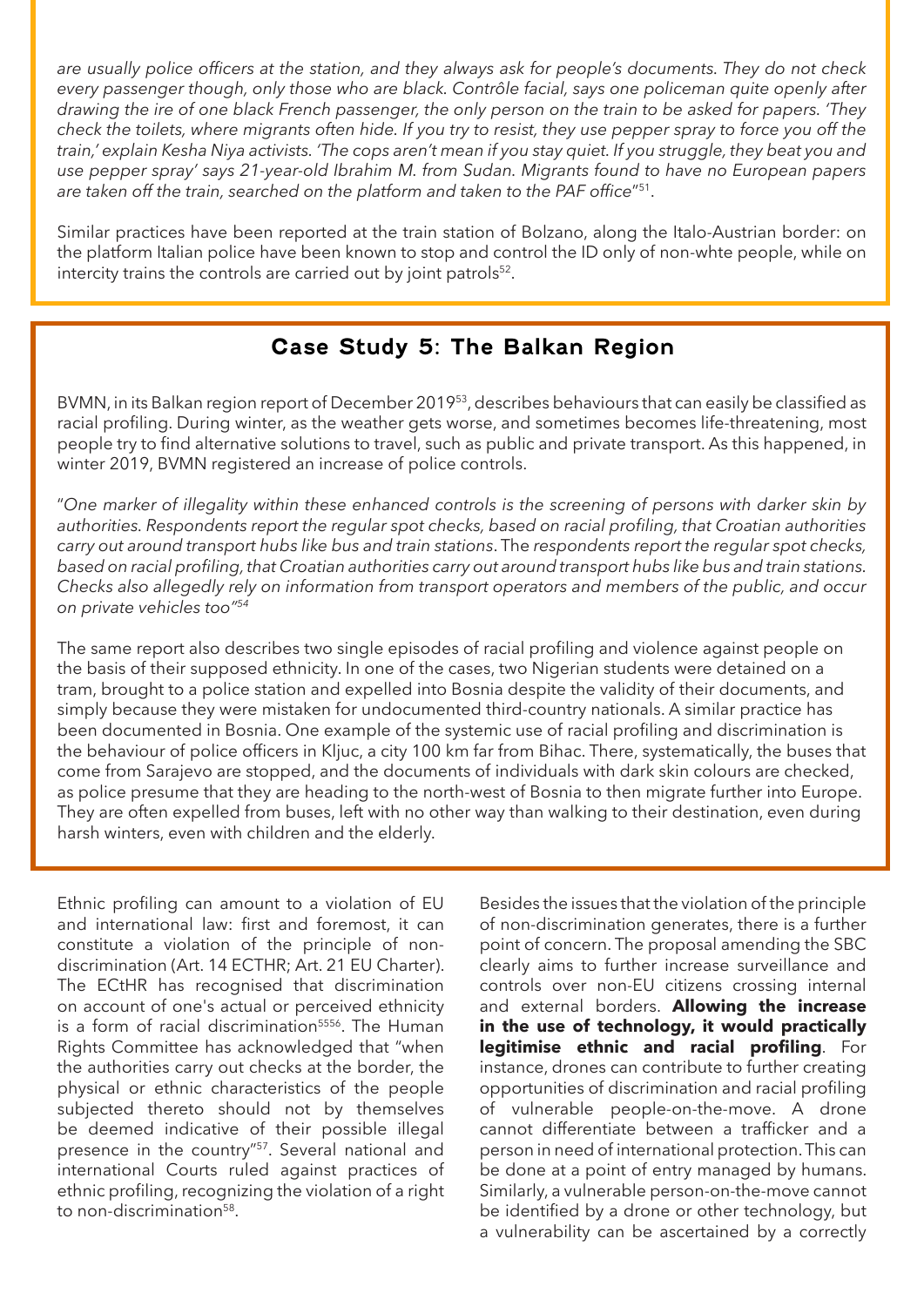*are usually police officers at the station, and they always ask for people's documents. They do not check every passenger though, only those who are black. Contrôle facial, says one policeman quite openly after drawing the ire of one black French passenger, the only person on the train to be asked for papers. 'They check the toilets, where migrants often hide. If you try to resist, they use pepper spray to force you off the train,' explain Kesha Niya activists. 'The cops aren't mean if you stay quiet. If you struggle, they beat you and use pepper spray' says 21-year-old Ibrahim M. from Sudan. Migrants found to have no European papers are taken off the train, searched on the platform and taken to the PAF office*"[51].

Similar practices have been reported at the train station of Bolzano, along the Italo-Austrian border: on the platform Italian police have been known to stop and control the ID only of non-whte people, while on intercity trains the controls are carried out by joint patrols[52].

## Case Study 5: The Balkan Region

BVMN, in its Balkan region report of December 2019[53], describes behaviours that can easily be classified as racial profiling. During winter, as the weather gets worse, and sometimes becomes life-threatening, most people try to find alternative solutions to travel, such as public and private transport. As this happened, in winter 2019, BVMN registered an increase of police controls.

"*One marker of illegality within these enhanced controls is the screening of persons with darker skin by authorities. Respondents report the regular spot checks, based on racial profiling, that Croatian authorities carry out around transport hubs like bus and train stations*. The *respondents report the regular spot checks, based on racial profiling, that Croatian authorities carry out around transport hubs like bus and train stations. Checks also allegedly rely on information from transport operators and members of the public, and occur on private vehicles too*"[54]

The same report also describes two single episodes of racial profiling and violence against people on the basis of their supposed ethnicity. In one of the cases, two Nigerian students were detained on a tram, brought to a police station and expelled into Bosnia despite the validity of their documents, and simply because they were mistaken for undocumented third-country nationals. A similar practice has been documented in Bosnia. One example of the systemic use of racial profiling and discrimination is the behaviour of police officers in Kljuc, a city 100 km far from Bihac. There, systematically, the buses that come from Sarajevo are stopped, and the documents of individuals with dark skin colours are checked, as police presume that they are heading to the north-west of Bosnia to then migrate further into Europe. They are often expelled from buses, left with no other way than walking to their destination, even during harsh winters, even with children and the elderly.

Ethnic profiling can amount to a violation of EU and international law: first and foremost, it can constitute a violation of the principle of non-discrimination (Art. 14 ECTHR; Art. 21 EU Charter). The ECtHR has recognised that discrimination on account of one's actual or perceived ethnicity is a form of racial discrimination[55][56]. The Human Rights Committee has acknowledged that "when the authorities carry out checks at the border, the physical or ethnic characteristics of the people subjected thereto should not by themselves be deemed indicative of their possible illegal presence in the country"[57]. Several national and international Courts ruled against practices of ethnic profiling, recognizing the violation of a right to non-discrimination[58].

Besides the issues that the violation of the principle of non-discrimination generates, there is a further point of concern. The proposal amending the SBC clearly aims to further increase surveillance and controls over non-EU citizens crossing internal and external borders. **Allowing the increase in the use of technology, it would practically legitimise ethnic and racial profiling**. For instance, drones can contribute to further creating opportunities of discrimination and racial profiling of vulnerable people-on-the-move. A drone cannot differentiate between a trafficker and a person in need of international protection. This can be done at a point of entry managed by humans. Similarly, a vulnerable person-on-the-move cannot be identified by a drone or other technology, but a vulnerability can be ascertained by a correctly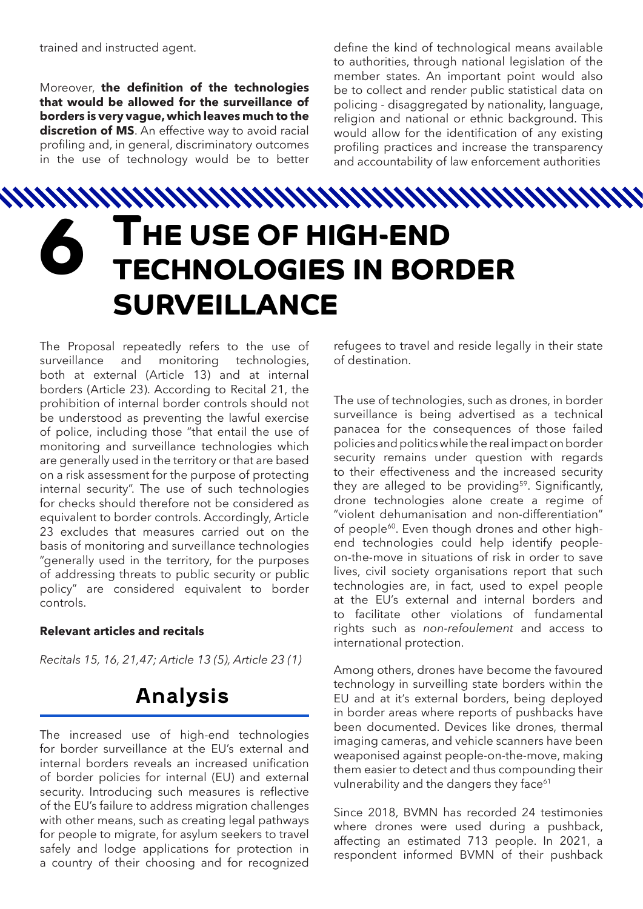trained and instructed agent.

Moreover, **the definition of the technologies that would be allowed for the surveillance of borders is very vague, which leaves much to the discretion of MS**. An effective way to avoid racial profiling and, in general, discriminatory outcomes in the use of technology would be to better define the kind of technological means available to authorities, through national legislation of the member states. An important point would also be to collect and render public statistical data on policing - disaggregated by nationality, language, religion and national or ethnic background. This would allow for the identification of any existing profiling practices and increase the transparency and accountability of law enforcement authorities

# 6 The use of high-end technologies in border surveillance

The Proposal repeatedly refers to the use of surveillance and monitoring technologies, both at external (Article 13) and at internal borders (Article 23). According to Recital 21, the prohibition of internal border controls should not be understood as preventing the lawful exercise of police, including those "that entail the use of monitoring and surveillance technologies which are generally used in the territory or that are based on a risk assessment for the purpose of protecting internal security". The use of such technologies for checks should therefore not be considered as equivalent to border controls. Accordingly, Article 23 excludes that measures carried out on the basis of monitoring and surveillance technologies "generally used in the territory, for the purposes of addressing threats to public security or public policy" are considered equivalent to border controls.

**Relevant articles and recitals**

*Recitals 15, 16, 21,47; Article 13 (5), Article 23 (1)*

## Analysis

The increased use of high-end technologies for border surveillance at the EU's external and internal borders reveals an increased unification of border policies for internal (EU) and external security. Introducing such measures is reflective of the EU's failure to address migration challenges with other means, such as creating legal pathways for people to migrate, for asylum seekers to travel safely and lodge applications for protection in a country of their choosing and for recognized refugees to travel and reside legally in their state of destination.

The use of technologies, such as drones, in border surveillance is being advertised as a technical panacea for the consequences of those failed policies and politics while the real impact on border security remains under question with regards to their effectiveness and the increased security they are alleged to be providing[59]. Significantly, drone technologies alone create a regime of "violent dehumanisation and non-differentiation" of people[60]. Even though drones and other high-end technologies could help identify people-on-the-move in situations of risk in order to save lives, civil society organisations report that such technologies are, in fact, used to expel people at the EU's external and internal borders and to facilitate other violations of fundamental rights such as *non-refoulement* and access to international protection.

Among others, drones have become the favoured technology in surveilling state borders within the EU and at it's external borders, being deployed in border areas where reports of pushbacks have been documented. Devices like drones, thermal imaging cameras, and vehicle scanners have been weaponised against people-on-the-move, making them easier to detect and thus compounding their vulnerability and the dangers they face[61]

Since 2018, BVMN has recorded 24 testimonies where drones were used during a pushback, affecting an estimated 713 people. In 2021, a respondent informed BVMN of their pushback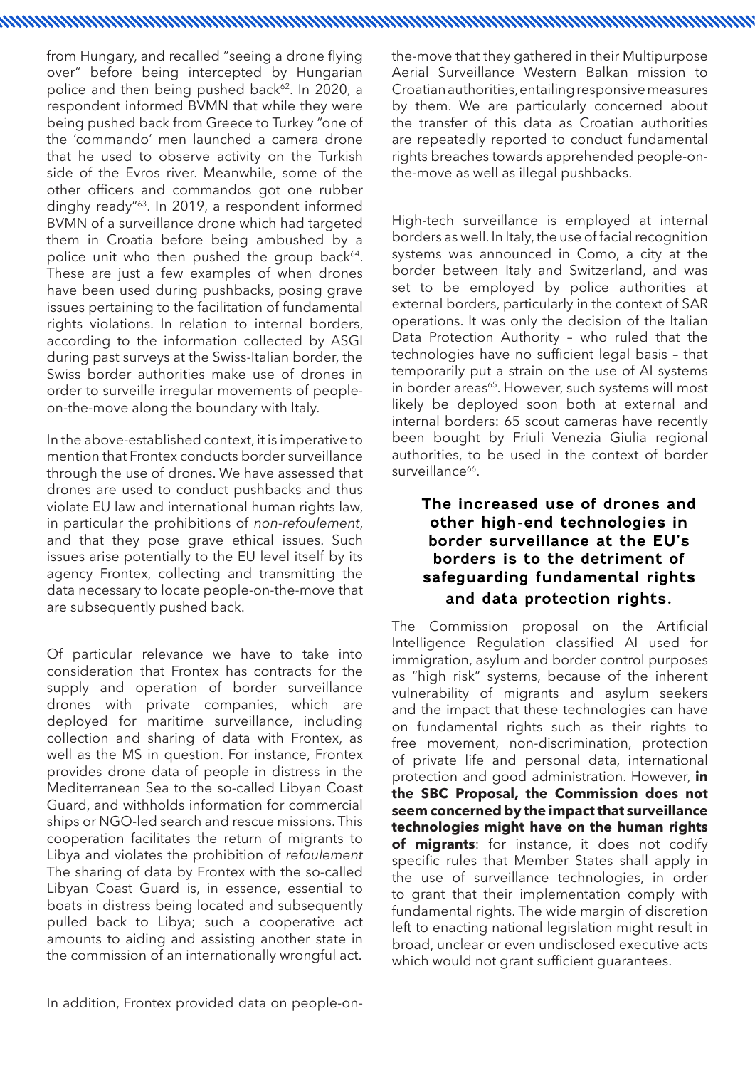from Hungary, and recalled "seeing a drone flying over" before being intercepted by Hungarian police and then being pushed back[62]. In 2020, a respondent informed BVMN that while they were being pushed back from Greece to Turkey "one of the 'commando' men launched a camera drone that he used to observe activity on the Turkish side of the Evros river. Meanwhile, some of the other officers and commandos got one rubber dinghy ready"[63]. In 2019, a respondent informed BVMN of a surveillance drone which had targeted them in Croatia before being ambushed by a police unit who then pushed the group back[64]. These are just a few examples of when drones have been used during pushbacks, posing grave issues pertaining to the facilitation of fundamental rights violations. In relation to internal borders, according to the information collected by ASGI during past surveys at the Swiss-Italian border, the Swiss border authorities make use of drones in order to surveille irregular movements of people-on-the-move along the boundary with Italy.

In the above-established context, it is imperative to mention that Frontex conducts border surveillance through the use of drones. We have assessed that drones are used to conduct pushbacks and thus violate EU law and international human rights law, in particular the prohibitions of *non-refoulement*, and that they pose grave ethical issues. Such issues arise potentially to the EU level itself by its agency Frontex, collecting and transmitting the data necessary to locate people-on-the-move that are subsequently pushed back.

Of particular relevance we have to take into consideration that Frontex has contracts for the supply and operation of border surveillance drones with private companies, which are deployed for maritime surveillance, including collection and sharing of data with Frontex, as well as the MS in question. For instance, Frontex provides drone data of people in distress in the Mediterranean Sea to the so-called Libyan Coast Guard, and withholds information for commercial ships or NGO-led search and rescue missions. This cooperation facilitates the return of migrants to Libya and violates the prohibition of *refoulement* The sharing of data by Frontex with the so-called Libyan Coast Guard is, in essence, essential to boats in distress being located and subsequently pulled back to Libya; such a cooperative act amounts to aiding and assisting another state in the commission of an internationally wrongful act.

In addition, Frontex provided data on people-on-the-move that they gathered in their Multipurpose Aerial Surveillance Western Balkan mission to Croatian authorities, entailing responsive measures by them. We are particularly concerned about the transfer of this data as Croatian authorities are repeatedly reported to conduct fundamental rights breaches towards apprehended people-on-the-move as well as illegal pushbacks.

High-tech surveillance is employed at internal borders as well. In Italy, the use of facial recognition systems was announced in Como, a city at the border between Italy and Switzerland, and was set to be employed by police authorities at external borders, particularly in the context of SAR operations. It was only the decision of the Italian Data Protection Authority – who ruled that the technologies have no sufficient legal basis – that temporarily put a strain on the use of AI systems in border areas[65]. However, such systems will most likely be deployed soon both at external and internal borders: 65 scout cameras have recently been bought by Friuli Venezia Giulia regional authorities, to be used in the context of border surveillance[66].

**The increased use of drones and other high-end technologies in border surveillance at the EU's borders is to the detriment of safeguarding fundamental rights and data protection rights.**

The Commission proposal on the Artificial Intelligence Regulation classified AI used for immigration, asylum and border control purposes as "high risk" systems, because of the inherent vulnerability of migrants and asylum seekers and the impact that these technologies can have on fundamental rights such as their rights to free movement, non-discrimination, protection of private life and personal data, international protection and good administration. However, **in the SBC Proposal, the Commission does not seem concerned by the impact that surveillance technologies might have on the human rights of migrants**: for instance, it does not codify specific rules that Member States shall apply in the use of surveillance technologies, in order to grant that their implementation comply with fundamental rights. The wide margin of discretion left to enacting national legislation might result in broad, unclear or even undisclosed executive acts which would not grant sufficient guarantees.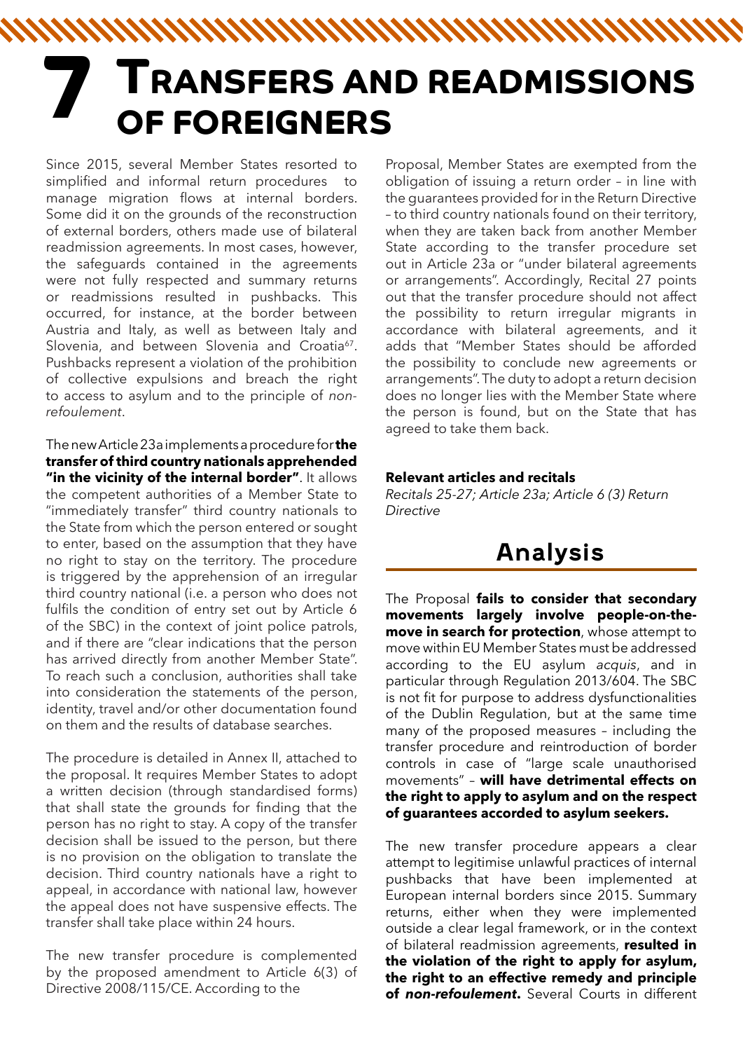# 7 Transfers and readmissions of foreigners

Since 2015, several Member States resorted to simplified and informal return procedures to manage migration flows at internal borders. Some did it on the grounds of the reconstruction of external borders, others made use of bilateral readmission agreements. In most cases, however, the safeguards contained in the agreements were not fully respected and summary returns or readmissions resulted in pushbacks. This occurred, for instance, at the border between Austria and Italy, as well as between Italy and Slovenia, and between Slovenia and Croatia[67]. Pushbacks represent a violation of the prohibition of collective expulsions and breach the right to access to asylum and to the principle of *non-refoulement*.

The new Article 23a implements a procedure for **the transfer of third country nationals apprehended "in the vicinity of the internal border"**. It allows the competent authorities of a Member State to "immediately transfer" third country nationals to the State from which the person entered or sought to enter, based on the assumption that they have no right to stay on the territory. The procedure is triggered by the apprehension of an irregular third country national (i.e. a person who does not fulfils the condition of entry set out by Article 6 of the SBC) in the context of joint police patrols, and if there are "clear indications that the person has arrived directly from another Member State". To reach such a conclusion, authorities shall take into consideration the statements of the person, identity, travel and/or other documentation found on them and the results of database searches.

The procedure is detailed in Annex II, attached to the proposal. It requires Member States to adopt a written decision (through standardised forms) that shall state the grounds for finding that the person has no right to stay. A copy of the transfer decision shall be issued to the person, but there is no provision on the obligation to translate the decision. Third country nationals have a right to appeal, in accordance with national law, however the appeal does not have suspensive effects. The transfer shall take place within 24 hours.

The new transfer procedure is complemented by the proposed amendment to Article 6(3) of Directive 2008/115/CE. According to the Proposal, Member States are exempted from the obligation of issuing a return order – in line with the guarantees provided for in the Return Directive – to third country nationals found on their territory, when they are taken back from another Member State according to the transfer procedure set out in Article 23a or "under bilateral agreements or arrangements". Accordingly, Recital 27 points out that the transfer procedure should not affect the possibility to return irregular migrants in accordance with bilateral agreements, and it adds that "Member States should be afforded the possibility to conclude new agreements or arrangements". The duty to adopt a return decision does no longer lies with the Member State where the person is found, but on the State that has agreed to take them back.

**Relevant articles and recitals**

*Recitals 25-27; Article 23a; Article 6 (3) Return Directive*

## Analysis

The Proposal **fails to consider that secondary movements largely involve people-on-the-move in search for protection**, whose attempt to move within EU Member States must be addressed according to the EU asylum *acquis*, and in particular through Regulation 2013/604. The SBC is not fit for purpose to address dysfunctionalities of the Dublin Regulation, but at the same time many of the proposed measures – including the transfer procedure and reintroduction of border controls in case of "large scale unauthorised movements" – **will have detrimental effects on the right to apply to asylum and on the respect of guarantees accorded to asylum seekers.**

The new transfer procedure appears a clear attempt to legitimise unlawful practices of internal pushbacks that have been implemented at European internal borders since 2015. Summary returns, either when they were implemented outside a clear legal framework, or in the context of bilateral readmission agreements, **resulted in the violation of the right to apply for asylum, the right to an effective remedy and principle of *non-refoulement*.** Several Courts in different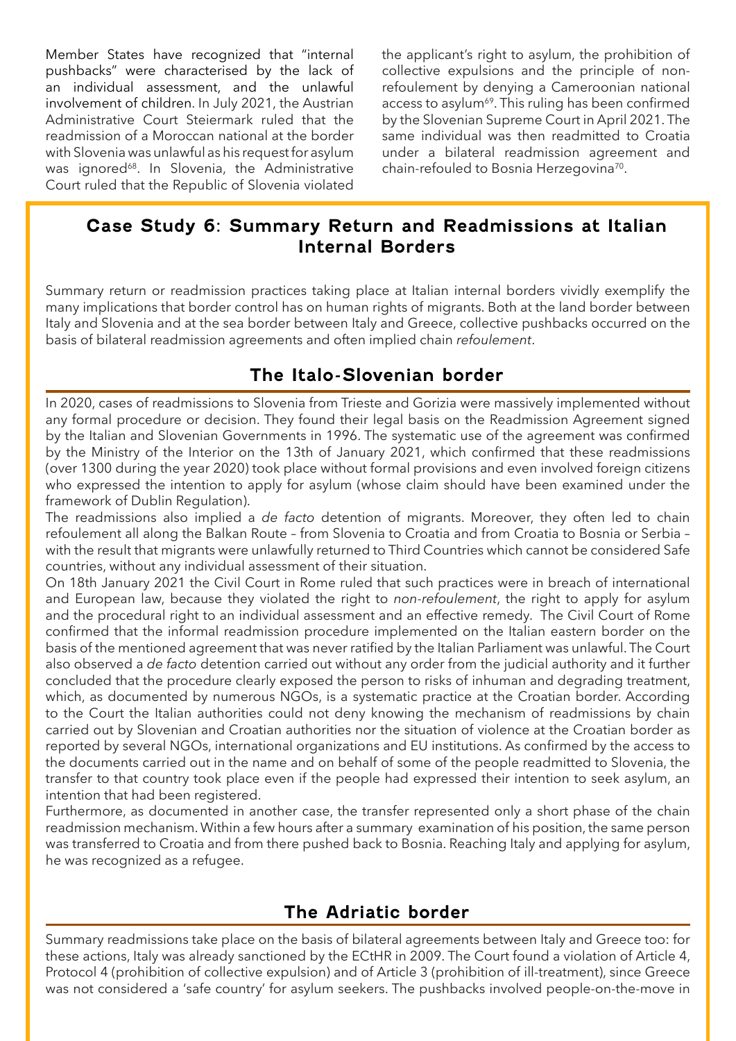Member States have recognized that "internal pushbacks" were characterised by the lack of an individual assessment, and the unlawful involvement of children. In July 2021, the Austrian Administrative Court Steiermark ruled that the readmission of a Moroccan national at the border with Slovenia was unlawful as his request for asylum was ignored[68]. In Slovenia, the Administrative Court ruled that the Republic of Slovenia violated the applicant's right to asylum, the prohibition of collective expulsions and the principle of non-refoulement by denying a Cameroonian national access to asylum[69]. This ruling has been confirmed by the Slovenian Supreme Court in April 2021. The same individual was then readmitted to Croatia under a bilateral readmission agreement and chain-refouled to Bosnia Herzegovina[70].

## Case Study 6: Summary Return and Readmissions at Italian Internal Borders

Summary return or readmission practices taking place at Italian internal borders vividly exemplify the many implications that border control has on human rights of migrants. Both at the land border between Italy and Slovenia and at the sea border between Italy and Greece, collective pushbacks occurred on the basis of bilateral readmission agreements and often implied chain *refoulement*.

### The Italo-Slovenian border

In 2020, cases of readmissions to Slovenia from Trieste and Gorizia were massively implemented without any formal procedure or decision. They found their legal basis on the Readmission Agreement signed by the Italian and Slovenian Governments in 1996. The systematic use of the agreement was confirmed by the Ministry of the Interior on the 13th of January 2021, which confirmed that these readmissions (over 1300 during the year 2020) took place without formal provisions and even involved foreign citizens who expressed the intention to apply for asylum (whose claim should have been examined under the framework of Dublin Regulation).

The readmissions also implied a *de facto* detention of migrants. Moreover, they often led to chain refoulement all along the Balkan Route – from Slovenia to Croatia and from Croatia to Bosnia or Serbia – with the result that migrants were unlawfully returned to Third Countries which cannot be considered Safe countries, without any individual assessment of their situation.

On 18th January 2021 the Civil Court in Rome ruled that such practices were in breach of international and European law, because they violated the right to *non-refoulement*, the right to apply for asylum and the procedural right to an individual assessment and an effective remedy. The Civil Court of Rome confirmed that the informal readmission procedure implemented on the Italian eastern border on the basis of the mentioned agreement that was never ratified by the Italian Parliament was unlawful. The Court also observed a *de facto* detention carried out without any order from the judicial authority and it further concluded that the procedure clearly exposed the person to risks of inhuman and degrading treatment, which, as documented by numerous NGOs, is a systematic practice at the Croatian border. According to the Court the Italian authorities could not deny knowing the mechanism of readmissions by chain carried out by Slovenian and Croatian authorities nor the situation of violence at the Croatian border as reported by several NGOs, international organizations and EU institutions. As confirmed by the access to the documents carried out in the name and on behalf of some of the people readmitted to Slovenia, the transfer to that country took place even if the people had expressed their intention to seek asylum, an intention that had been registered.

Furthermore, as documented in another case, the transfer represented only a short phase of the chain readmission mechanism. Within a few hours after a summary examination of his position, the same person was transferred to Croatia and from there pushed back to Bosnia. Reaching Italy and applying for asylum, he was recognized as a refugee.

### The Adriatic border

Summary readmissions take place on the basis of bilateral agreements between Italy and Greece too: for these actions, Italy was already sanctioned by the ECtHR in 2009. The Court found a violation of Article 4, Protocol 4 (prohibition of collective expulsion) and of Article 3 (prohibition of ill-treatment), since Greece was not considered a 'safe country' for asylum seekers. The pushbacks involved people-on-the-move in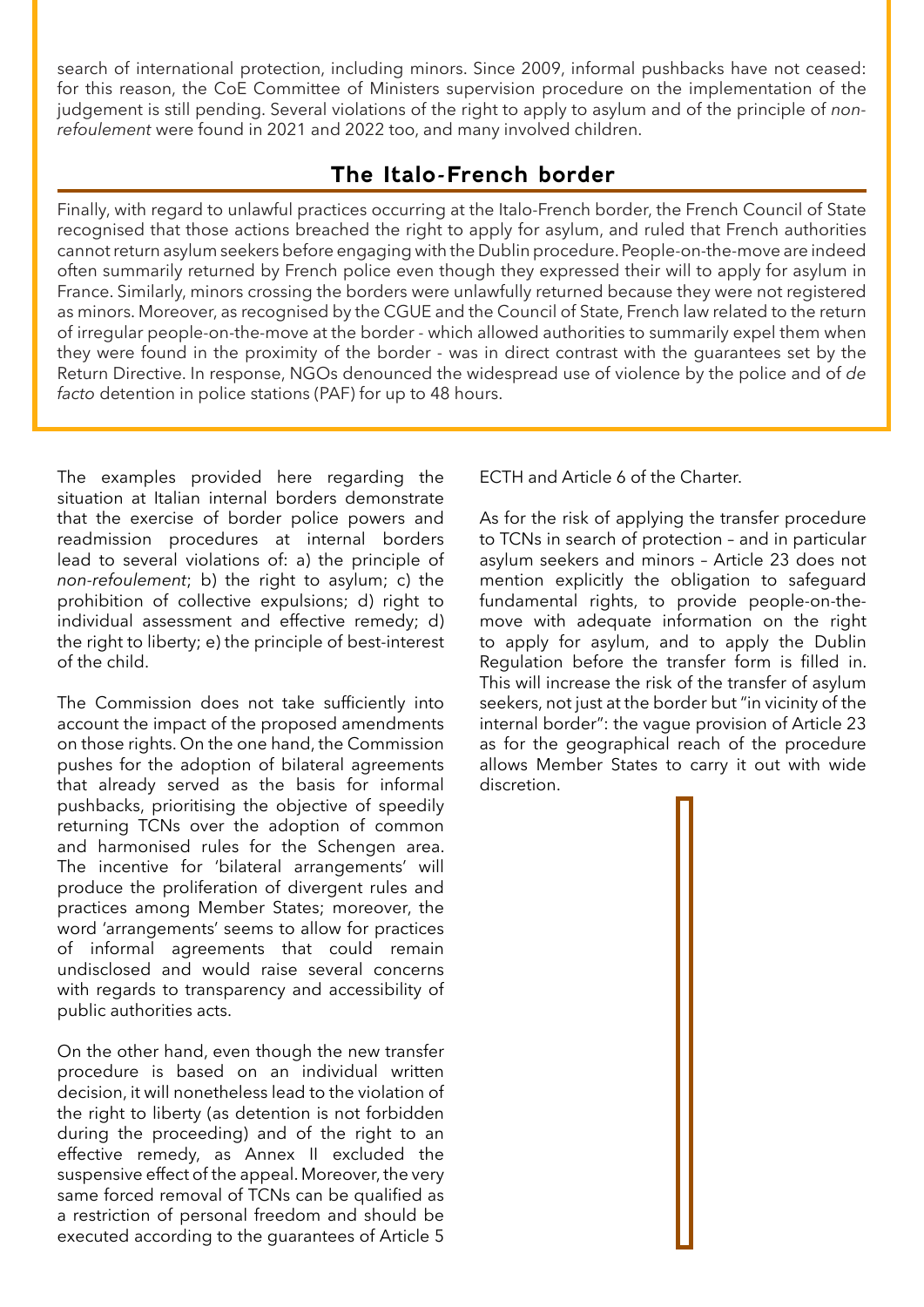search of international protection, including minors. Since 2009, informal pushbacks have not ceased: for this reason, the CoE Committee of Ministers supervision procedure on the implementation of the judgement is still pending. Several violations of the right to apply to asylum and of the principle of *non-refoulement* were found in 2021 and 2022 too, and many involved children.

## The Italo-French border

Finally, with regard to unlawful practices occurring at the Italo-French border, the French Council of State recognised that those actions breached the right to apply for asylum, and ruled that French authorities cannot return asylum seekers before engaging with the Dublin procedure. People-on-the-move are indeed often summarily returned by French police even though they expressed their will to apply for asylum in France. Similarly, minors crossing the borders were unlawfully returned because they were not registered as minors. Moreover, as recognised by the CGUE and the Council of State, French law related to the return of irregular people-on-the-move at the border - which allowed authorities to summarily expel them when they were found in the proximity of the border - was in direct contrast with the guarantees set by the Return Directive. In response, NGOs denounced the widespread use of violence by the police and of *de facto* detention in police stations (PAF) for up to 48 hours.

The examples provided here regarding the situation at Italian internal borders demonstrate that the exercise of border police powers and readmission procedures at internal borders lead to several violations of: a) the principle of *non-refoulement*; b) the right to asylum; c) the prohibition of collective expulsions; d) right to individual assessment and effective remedy; d) the right to liberty; e) the principle of best-interest of the child.

The Commission does not take sufficiently into account the impact of the proposed amendments on those rights. On the one hand, the Commission pushes for the adoption of bilateral agreements that already served as the basis for informal pushbacks, prioritising the objective of speedily returning TCNs over the adoption of common and harmonised rules for the Schengen area. The incentive for 'bilateral arrangements' will produce the proliferation of divergent rules and practices among Member States; moreover, the word 'arrangements' seems to allow for practices of informal agreements that could remain undisclosed and would raise several concerns with regards to transparency and accessibility of public authorities acts.

On the other hand, even though the new transfer procedure is based on an individual written decision, it will nonetheless lead to the violation of the right to liberty (as detention is not forbidden during the proceeding) and of the right to an effective remedy, as Annex II excluded the suspensive effect of the appeal. Moreover, the very same forced removal of TCNs can be qualified as a restriction of personal freedom and should be executed according to the guarantees of Article 5 ECTH and Article 6 of the Charter.

As for the risk of applying the transfer procedure to TCNs in search of protection – and in particular asylum seekers and minors – Article 23 does not mention explicitly the obligation to safeguard fundamental rights, to provide people-on-the-move with adequate information on the right to apply for asylum, and to apply the Dublin Regulation before the transfer form is filled in. This will increase the risk of the transfer of asylum seekers, not just at the border but "in vicinity of the internal border": the vague provision of Article 23 as for the geographical reach of the procedure allows Member States to carry it out with wide discretion.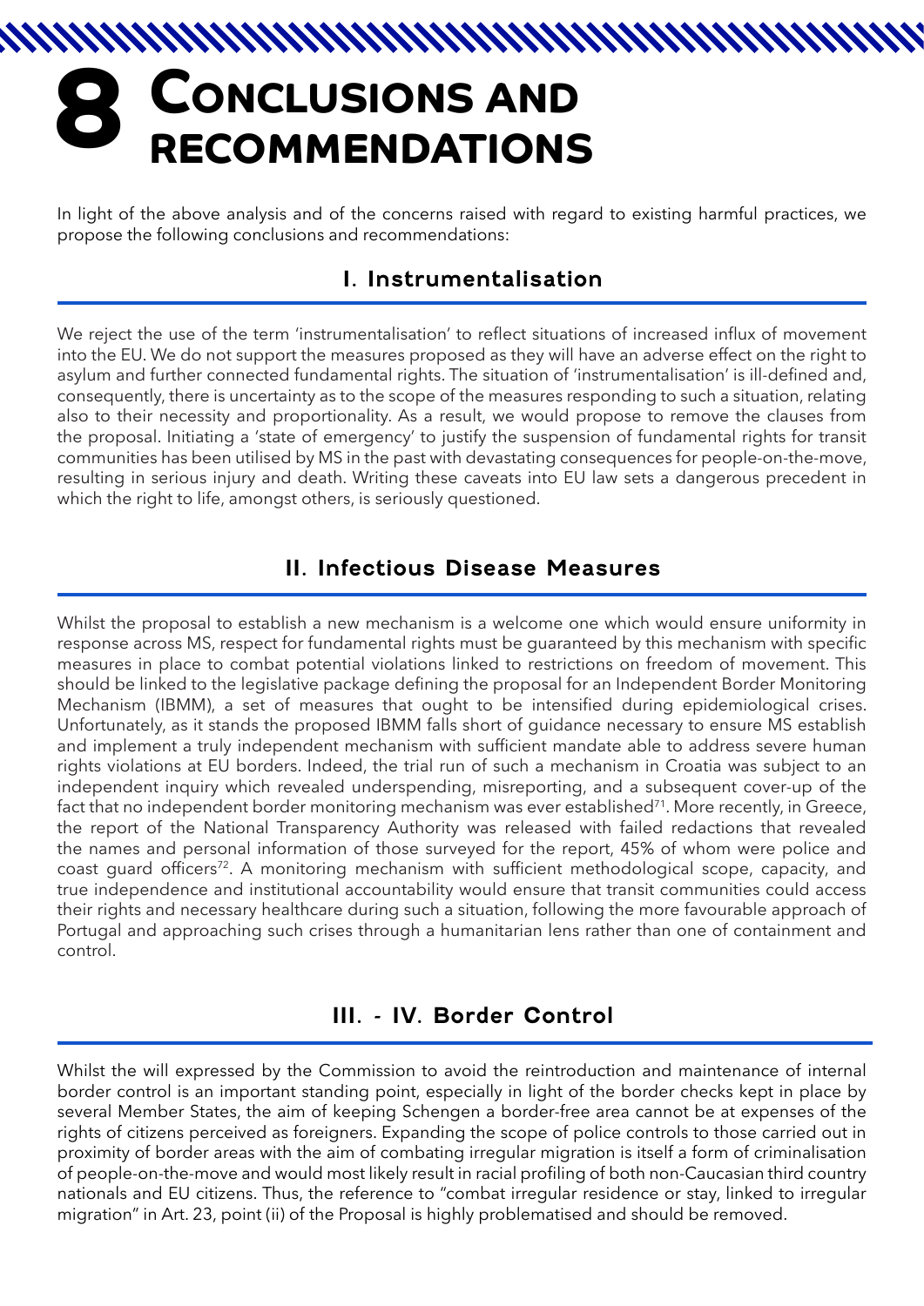# 8 Conclusions and recommendations

In light of the above analysis and of the concerns raised with regard to existing harmful practices, we propose the following conclusions and recommendations:

## I. Instrumentalisation

We reject the use of the term 'instrumentalisation' to reflect situations of increased influx of movement into the EU. We do not support the measures proposed as they will have an adverse effect on the right to asylum and further connected fundamental rights. The situation of 'instrumentalisation' is ill-defined and, consequently, there is uncertainty as to the scope of the measures responding to such a situation, relating also to their necessity and proportionality. As a result, we would propose to remove the clauses from the proposal. Initiating a 'state of emergency' to justify the suspension of fundamental rights for transit communities has been utilised by MS in the past with devastating consequences for people-on-the-move, resulting in serious injury and death. Writing these caveats into EU law sets a dangerous precedent in which the right to life, amongst others, is seriously questioned.

## II. Infectious Disease Measures

Whilst the proposal to establish a new mechanism is a welcome one which would ensure uniformity in response across MS, respect for fundamental rights must be guaranteed by this mechanism with specific measures in place to combat potential violations linked to restrictions on freedom of movement. This should be linked to the legislative package defining the proposal for an Independent Border Monitoring Mechanism (IBMM), a set of measures that ought to be intensified during epidemiological crises. Unfortunately, as it stands the proposed IBMM falls short of guidance necessary to ensure MS establish and implement a truly independent mechanism with sufficient mandate able to address severe human rights violations at EU borders. Indeed, the trial run of such a mechanism in Croatia was subject to an independent inquiry which revealed underspending, misreporting, and a subsequent cover-up of the fact that no independent border monitoring mechanism was ever established[71]. More recently, in Greece, the report of the National Transparency Authority was released with failed redactions that revealed the names and personal information of those surveyed for the report, 45% of whom were police and coast guard officers[72]. A monitoring mechanism with sufficient methodological scope, capacity, and true independence and institutional accountability would ensure that transit communities could access their rights and necessary healthcare during such a situation, following the more favourable approach of Portugal and approaching such crises through a humanitarian lens rather than one of containment and control.

## III. - IV. Border Control

Whilst the will expressed by the Commission to avoid the reintroduction and maintenance of internal border control is an important standing point, especially in light of the border checks kept in place by several Member States, the aim of keeping Schengen a border-free area cannot be at expenses of the rights of citizens perceived as foreigners. Expanding the scope of police controls to those carried out in proximity of border areas with the aim of combating irregular migration is itself a form of criminalisation of people-on-the-move and would most likely result in racial profiling of both non-Caucasian third country nationals and EU citizens. Thus, the reference to "combat irregular residence or stay, linked to irregular migration" in Art. 23, point (ii) of the Proposal is highly problematised and should be removed.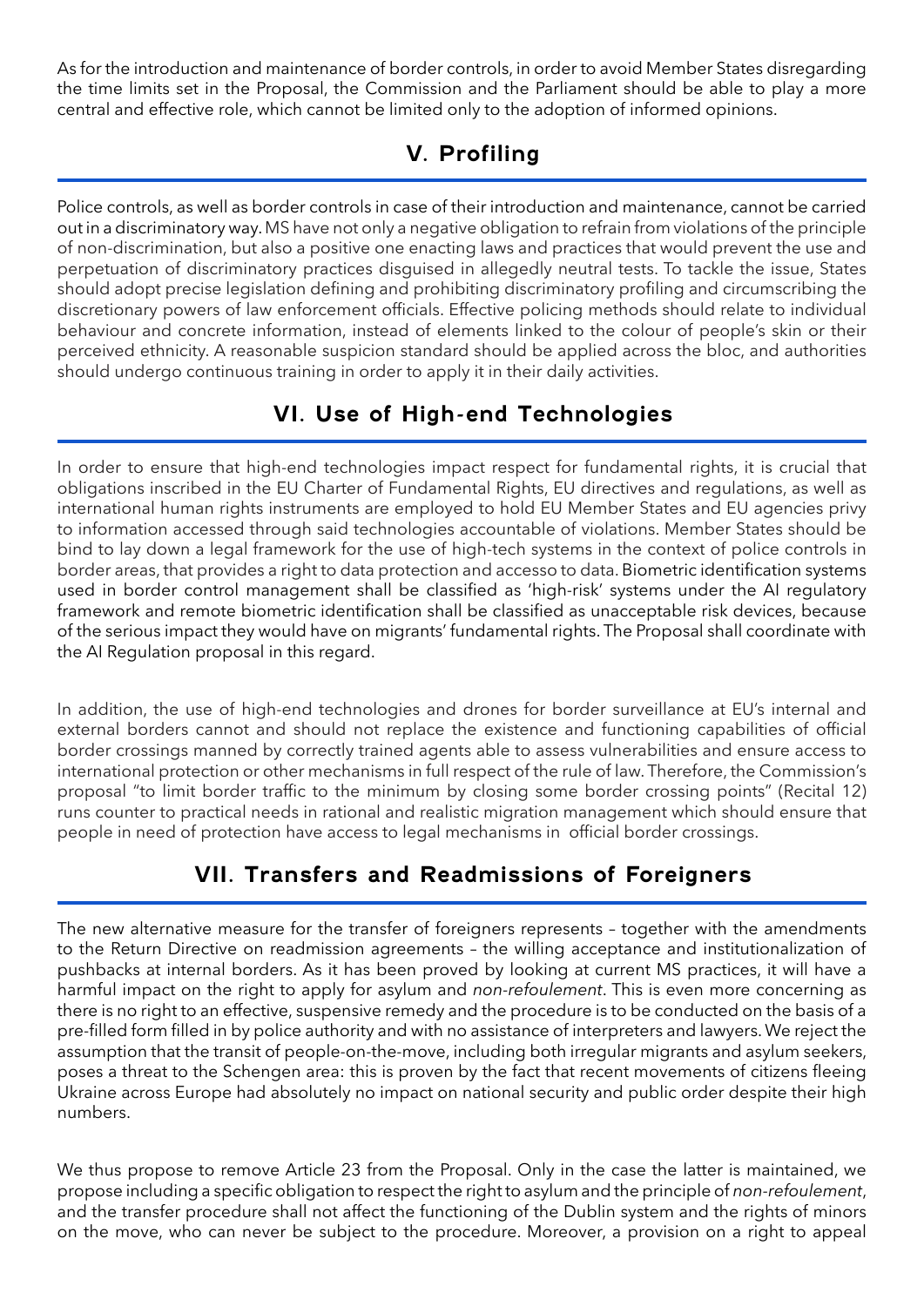As for the introduction and maintenance of border controls, in order to avoid Member States disregarding the time limits set in the Proposal, the Commission and the Parliament should be able to play a more central and effective role, which cannot be limited only to the adoption of informed opinions.

## V. Profiling

Police controls, as well as border controls in case of their introduction and maintenance, cannot be carried out in a discriminatory way. MS have not only a negative obligation to refrain from violations of the principle of non-discrimination, but also a positive one enacting laws and practices that would prevent the use and perpetuation of discriminatory practices disguised in allegedly neutral tests. To tackle the issue, States should adopt precise legislation defining and prohibiting discriminatory profiling and circumscribing the discretionary powers of law enforcement officials. Effective policing methods should relate to individual behaviour and concrete information, instead of elements linked to the colour of people's skin or their perceived ethnicity. A reasonable suspicion standard should be applied across the bloc, and authorities should undergo continuous training in order to apply it in their daily activities.

## VI. Use of High-end Technologies

In order to ensure that high-end technologies impact respect for fundamental rights, it is crucial that obligations inscribed in the EU Charter of Fundamental Rights, EU directives and regulations, as well as international human rights instruments are employed to hold EU Member States and EU agencies privy to information accessed through said technologies accountable of violations. Member States should be bind to lay down a legal framework for the use of high-tech systems in the context of police controls in border areas, that provides a right to data protection and accesso to data. Biometric identification systems used in border control management shall be classified as 'high-risk' systems under the AI regulatory framework and remote biometric identification shall be classified as unacceptable risk devices, because of the serious impact they would have on migrants' fundamental rights. The Proposal shall coordinate with the AI Regulation proposal in this regard.

In addition, the use of high-end technologies and drones for border surveillance at EU's internal and external borders cannot and should not replace the existence and functioning capabilities of official border crossings manned by correctly trained agents able to assess vulnerabilities and ensure access to international protection or other mechanisms in full respect of the rule of law. Therefore, the Commission's proposal "to limit border traffic to the minimum by closing some border crossing points" (Recital 12) runs counter to practical needs in rational and realistic migration management which should ensure that people in need of protection have access to legal mechanisms in official border crossings.

## VII. Transfers and Readmissions of Foreigners

The new alternative measure for the transfer of foreigners represents – together with the amendments to the Return Directive on readmission agreements – the willing acceptance and institutionalization of pushbacks at internal borders. As it has been proved by looking at current MS practices, it will have a harmful impact on the right to apply for asylum and *non-refoulement*. This is even more concerning as there is no right to an effective, suspensive remedy and the procedure is to be conducted on the basis of a pre-filled form filled in by police authority and with no assistance of interpreters and lawyers. We reject the assumption that the transit of people-on-the-move, including both irregular migrants and asylum seekers, poses a threat to the Schengen area: this is proven by the fact that recent movements of citizens fleeing Ukraine across Europe had absolutely no impact on national security and public order despite their high numbers.

We thus propose to remove Article 23 from the Proposal. Only in the case the latter is maintained, we propose including a specific obligation to respect the right to asylum and the principle of *non-refoulement*, and the transfer procedure shall not affect the functioning of the Dublin system and the rights of minors on the move, who can never be subject to the procedure. Moreover, a provision on a right to appeal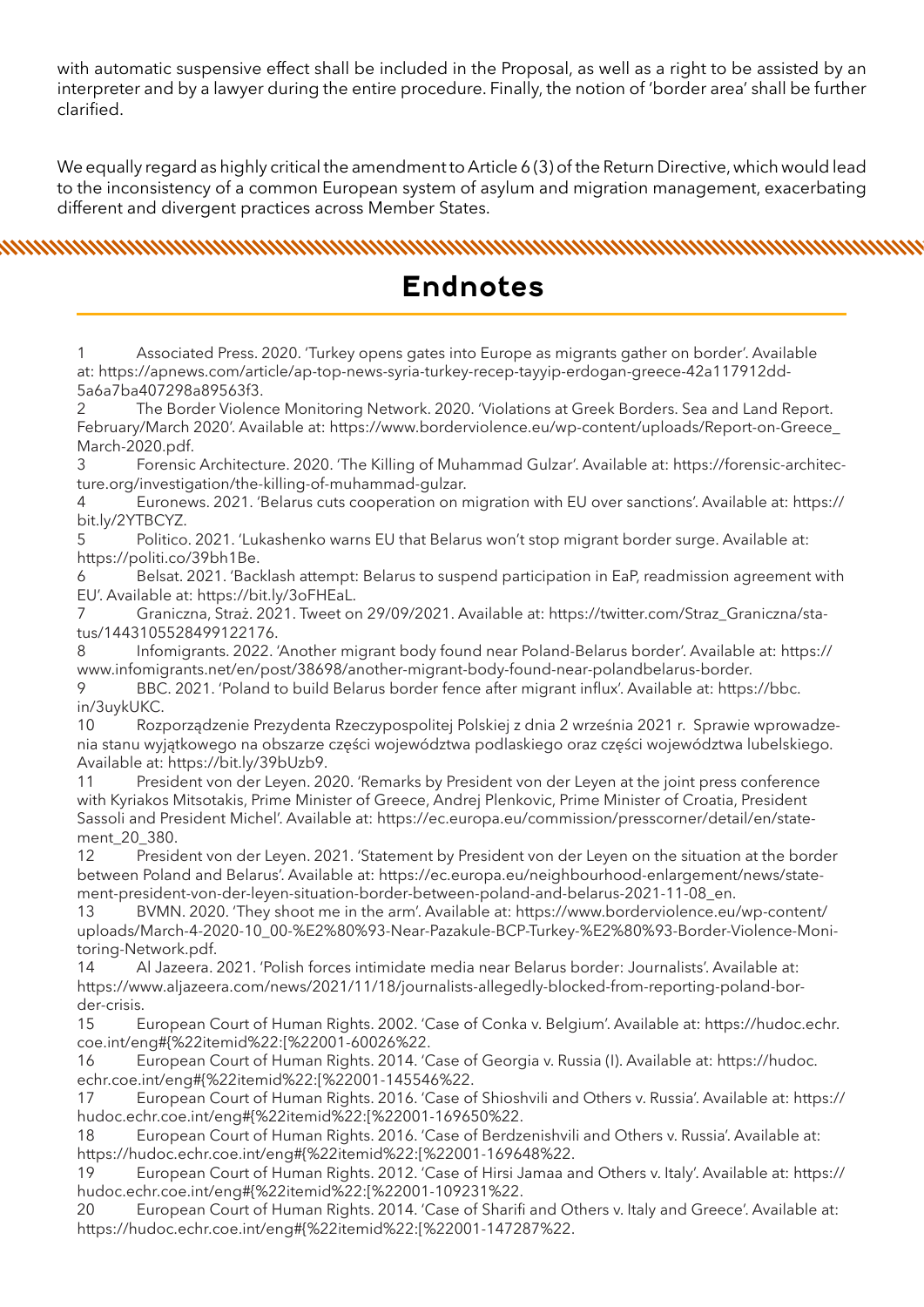with automatic suspensive effect shall be included in the Proposal, as well as a right to be assisted by an interpreter and by a lawyer during the entire procedure. Finally, the notion of 'border area' shall be further clarified.

We equally regard as highly critical the amendment to Article 6 (3) of the Return Directive, which would lead to the inconsistency of a common European system of asylum and migration management, exacerbating different and divergent practices across Member States.

## Endnotes

1 Associated Press. 2020. 'Turkey opens gates into Europe as migrants gather on border'. Available at: https://apnews.com/article/ap-top-news-syria-turkey-recep-tayyip-erdogan-greece-42a117912dd-5a6a7ba407298a89563f3.

2 The Border Violence Monitoring Network. 2020. 'Violations at Greek Borders. Sea and Land Report. February/March 2020'. Available at: https://www.borderviolence.eu/wp-content/uploads/Report-on-Greece_March-2020.pdf.

3 Forensic Architecture. 2020. 'The Killing of Muhammad Gulzar'. Available at: https://forensic-architecture.org/investigation/the-killing-of-muhammad-gulzar.

4 Euronews. 2021. 'Belarus cuts cooperation on migration with EU over sanctions'. Available at: https://bit.ly/2YTBCYZ.

5 Politico. 2021. 'Lukashenko warns EU that Belarus won't stop migrant border surge. Available at: https://politi.co/39bh1Be.

6 Belsat. 2021. 'Backlash attempt: Belarus to suspend participation in EaP, readmission agreement with EU'. Available at: https://bit.ly/3oFHEaL.

7 Graniczna, Straż. 2021. Tweet on 29/09/2021. Available at: https://twitter.com/Straz_Graniczna/status/1443105528499122176.

8 Infomigrants. 2022. 'Another migrant body found near Poland-Belarus border'. Available at: https://www.infomigrants.net/en/post/38698/another-migrant-body-found-near-polandbelarus-border.

9 BBC. 2021. 'Poland to build Belarus border fence after migrant influx'. Available at: https://bbc.in/3uykUKC.

10 Rozporządzenie Prezydenta Rzeczypospolitej Polskiej z dnia 2 września 2021 r. Sprawie wprowadzenia stanu wyjątkowego na obszarze części województwa podlaskiego oraz części województwa lubelskiego. Available at: https://bit.ly/39bUzb9.

11 President von der Leyen. 2020. 'Remarks by President von der Leyen at the joint press conference with Kyriakos Mitsotakis, Prime Minister of Greece, Andrej Plenkovic, Prime Minister of Croatia, President Sassoli and President Michel'. Available at: https://ec.europa.eu/commission/presscorner/detail/en/statement_20_380.

12 President von der Leyen. 2021. 'Statement by President von der Leyen on the situation at the border between Poland and Belarus'. Available at: https://ec.europa.eu/neighbourhood-enlargement/news/statement-president-von-der-leyen-situation-border-between-poland-and-belarus-2021-11-08_en.

13 BVMN. 2020. 'They shoot me in the arm'. Available at: https://www.borderviolence.eu/wp-content/uploads/March-4-2020-10_00-%E2%80%93-Near-Pazakule-BCP-Turkey-%E2%80%93-Border-Violence-Monitoring-Network.pdf.

14 Al Jazeera. 2021. 'Polish forces intimidate media near Belarus border: Journalists'. Available at: https://www.aljazeera.com/news/2021/11/18/journalists-allegedly-blocked-from-reporting-poland-border-crisis.

15 European Court of Human Rights. 2002. 'Case of Conka v. Belgium'. Available at: https://hudoc.echr.coe.int/eng#{%22itemid%22:[%22001-60026%22.

16 European Court of Human Rights. 2014. 'Case of Georgia v. Russia (I). Available at: https://hudoc.echr.coe.int/eng#{%22itemid%22:[%22001-145546%22.

17 European Court of Human Rights. 2016. 'Case of Shioshvili and Others v. Russia'. Available at: https://hudoc.echr.coe.int/eng#{%22itemid%22:[%22001-169650%22.

18 European Court of Human Rights. 2016. 'Case of Berdzenishvili and Others v. Russia'. Available at: https://hudoc.echr.coe.int/eng#{%22itemid%22:[%22001-169648%22.

19 European Court of Human Rights. 2012. 'Case of Hirsi Jamaa and Others v. Italy'. Available at: https://hudoc.echr.coe.int/eng#{%22itemid%22:[%22001-109231%22.

20 European Court of Human Rights. 2014. 'Case of Sharifi and Others v. Italy and Greece'. Available at: https://hudoc.echr.coe.int/eng#{%22itemid%22:[%22001-147287%22.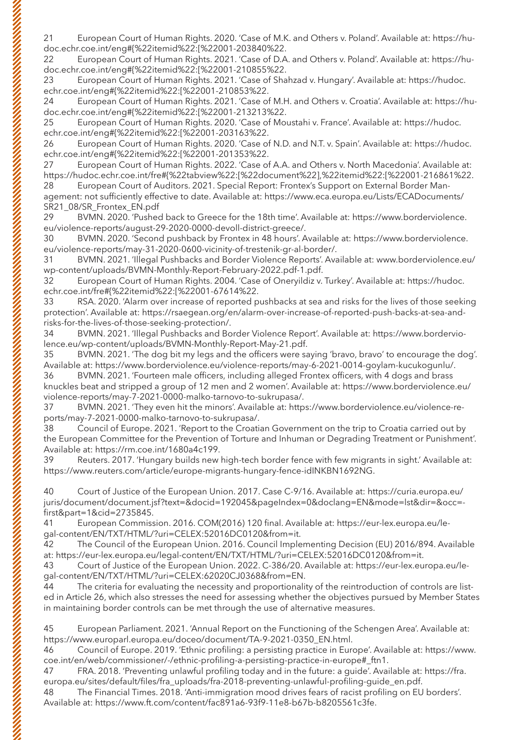21 European Court of Human Rights. 2020. 'Case of M.K. and Others v. Poland'. Available at: https://hudoc.echr.coe.int/eng#{%22itemid%22:[%22001-203840%22.

22 European Court of Human Rights. 2021. 'Case of D.A. and Others v. Poland'. Available at: https://hudoc.echr.coe.int/eng#{%22itemid%22:[%22001-210855%22.

23 European Court of Human Rights. 2021. 'Case of Shahzad v. Hungary'. Available at: https://hudoc.echr.coe.int/eng#{%22itemid%22:[%22001-210853%22.

24 European Court of Human Rights. 2021. 'Case of M.H. and Others v. Croatia'. Available at: https://hudoc.echr.coe.int/eng#{%22itemid%22:[%22001-213213%22.

25 European Court of Human Rights. 2020. 'Case of Moustahi v. France'. Available at: https://hudoc.echr.coe.int/eng#{%22itemid%22:[%22001-203163%22.

26 European Court of Human Rights. 2020. 'Case of N.D. and N.T. v. Spain'. Available at: https://hudoc.echr.coe.int/eng#{%22itemid%22:[%22001-201353%22.

27 European Court of Human Rights. 2022. 'Case of A.A. and Others v. North Macedonia'. Available at: https://hudoc.echr.coe.int/fre#{%22tabview%22:[%22document%22],%22itemid%22:[%22001-216861%22.

28 European Court of Auditors. 2021. Special Report: Frontex's Support on External Border Management: not sufficiently effective to date. Available at: https://www.eca.europa.eu/Lists/ECADocuments/SR21_08/SR_Frontex_EN.pdf

29 BVMN. 2020. 'Pushed back to Greece for the 18th time'. Available at: https://www.borderviolence.eu/violence-reports/august-29-2020-0000-devoll-district-greece/.

30 BVMN. 2020. 'Second pushback by Frontex in 48 hours'. Available at: https://www.borderviolence.eu/violence-reports/may-31-2020-0600-vicinity-of-trestenik-gr-al-border/.

31 BVMN. 2021. 'Illegal Pushbacks and Border Violence Reports'. Available at: www.borderviolence.eu/wp-content/uploads/BVMN-Monthly-Report-February-2022.pdf-1.pdf.

32 European Court of Human Rights. 2004. 'Case of Oneryildiz v. Turkey'. Available at: https://hudoc.echr.coe.int/fre#{%22itemid%22:[%22001-67614%22.

33 RSA. 2020. 'Alarm over increase of reported pushbacks at sea and risks for the lives of those seeking protection'. Available at: https://rsaegean.org/en/alarm-over-increase-of-reported-push-backs-at-sea-and-risks-for-the-lives-of-those-seeking-protection/.

34 BVMN. 2021. 'Illegal Pushbacks and Border Violence Report'. Available at: https://www.borderviolence.eu/wp-content/uploads/BVMN-Monthly-Report-May-21.pdf.

35 BVMN. 2021. 'The dog bit my legs and the officers were saying 'bravo, bravo' to encourage the dog'. Available at: https://www.borderviolence.eu/violence-reports/may-6-2021-0014-goylam-kucukogunlu/.

36 BVMN. 2021. 'Fourteen male officers, including alleged Frontex officers, with 4 dogs and brass knuckles beat and stripped a group of 12 men and 2 women'. Available at: https://www.borderviolence.eu/violence-reports/may-7-2021-0000-malko-tarnovo-to-sukrupasa/.

37 BVMN. 2021. 'They even hit the minors'. Available at: https://www.borderviolence.eu/violence-reports/may-7-2021-0000-malko-tarnovo-to-sukrupasa/.

38 Council of Europe. 2021. 'Report to the Croatian Government on the trip to Croatia carried out by the European Committee for the Prevention of Torture and Inhuman or Degrading Treatment or Punishment'. Available at: https://rm.coe.int/1680a4c199.

39 Reuters. 2017. 'Hungary builds new high-tech border fence with few migrants in sight.' Available at: https://www.reuters.com/article/europe-migrants-hungary-fence-idINKBN1692NG.

40 Court of Justice of the European Union. 2017. Case C-9/16. Available at: https://curia.europa.eu/juris/document/document.jsf?text=&docid=192045&pageIndex=0&doclang=EN&mode=lst&dir=&occ=first&part=1&cid=2735845.

41 European Commission. 2016. COM(2016) 120 final. Available at: https://eur-lex.europa.eu/legal-content/EN/TXT/HTML/?uri=CELEX:52016DC0120&from=it.

42 The Council of the European Union. 2016. Council Implementing Decision (EU) 2016/894. Available at: https://eur-lex.europa.eu/legal-content/EN/TXT/HTML/?uri=CELEX:52016DC0120&from=it.

43 Court of Justice of the European Union. 2022. C-386/20. Available at: https://eur-lex.europa.eu/legal-content/EN/TXT/HTML/?uri=CELEX:62020CJ0368&from=EN.

44 The criteria for evaluating the necessity and proportionality of the reintroduction of controls are listed in Article 26, which also stresses the need for assessing whether the objectives pursued by Member States in maintaining border controls can be met through the use of alternative measures.

45 European Parliament. 2021. 'Annual Report on the Functioning of the Schengen Area'. Available at: https://www.europarl.europa.eu/doceo/document/TA-9-2021-0350_EN.html.

46 Council of Europe. 2019. 'Ethnic profiling: a persisting practice in Europe'. Available at: https://www.coe.int/en/web/commissioner/-/ethnic-profiling-a-persisting-practice-in-europe#_ftn1.

47 FRA. 2018. 'Preventing unlawful profiling today and in the future: a guide'. Available at: https://fra.europa.eu/sites/default/files/fra_uploads/fra-2018-preventing-unlawful-profiling-guide_en.pdf.

48 The Financial Times. 2018. 'Anti-immigration mood drives fears of racist profiling on EU borders'. Available at: https://www.ft.com/content/fac891a6-93f9-11e8-b67b-b8205561c3fe.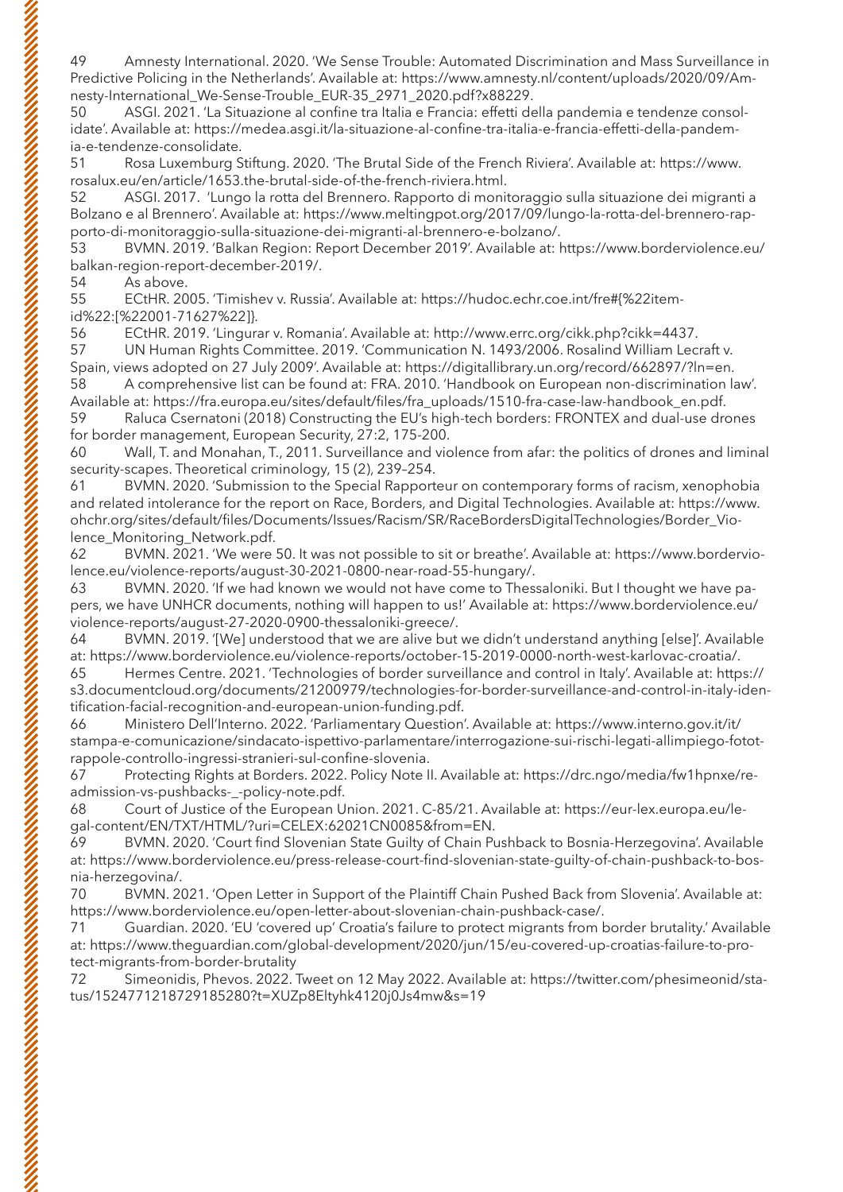49 Amnesty International. 2020. 'We Sense Trouble: Automated Discrimination and Mass Surveillance in Predictive Policing in the Netherlands'. Available at: https://www.amnesty.nl/content/uploads/2020/09/Amnesty-International_We-Sense-Trouble_EUR-35_2971_2020.pdf?x88229.

50 ASGI. 2021. 'La Situazione al confine tra Italia e Francia: effetti della pandemia e tendenze consolidate'. Available at: https://medea.asgi.it/la-situazione-al-confine-tra-italia-e-francia-effetti-della-pandemia-e-tendenze-consolidate.

51 Rosa Luxemburg Stiftung. 2020. 'The Brutal Side of the French Riviera'. Available at: https://www.rosalux.eu/en/article/1653.the-brutal-side-of-the-french-riviera.html.

52 ASGI. 2017. 'Lungo la rotta del Brennero. Rapporto di monitoraggio sulla situazione dei migranti a Bolzano e al Brennero'. Available at: https://www.meltingpot.org/2017/09/lungo-la-rotta-del-brennero-rapporto-di-monitoraggio-sulla-situazione-dei-migranti-al-brennero-e-bolzano/.

53 BVMN. 2019. 'Balkan Region: Report December 2019'. Available at: https://www.borderviolence.eu/balkan-region-report-december-2019/.

54 As above.

55 ECtHR. 2005. 'Timishev v. Russia'. Available at: https://hudoc.echr.coe.int/fre#{%22itemid%22:[%22001-71627%22]}.

56 ECtHR. 2019. 'Lingurar v. Romania'. Available at: http://www.errc.org/cikk.php?cikk=4437.

57 UN Human Rights Committee. 2019. 'Communication N. 1493/2006. Rosalind William Lecraft v. Spain, views adopted on 27 July 2009'. Available at: https://digitallibrary.un.org/record/662897/?ln=en.

58 A comprehensive list can be found at: FRA. 2010. 'Handbook on European non-discrimination law'. Available at: https://fra.europa.eu/sites/default/files/fra_uploads/1510-fra-case-law-handbook_en.pdf.

59 Raluca Csernatoni (2018) Constructing the EU's high-tech borders: FRONTEX and dual-use drones for border management, European Security, 27:2, 175-200.

60 Wall, T. and Monahan, T., 2011. Surveillance and violence from afar: the politics of drones and liminal security-scapes. Theoretical criminology, 15 (2), 239–254.

61 BVMN. 2020. 'Submission to the Special Rapporteur on contemporary forms of racism, xenophobia and related intolerance for the report on Race, Borders, and Digital Technologies. Available at: https://www.ohchr.org/sites/default/files/Documents/Issues/Racism/SR/RaceBordersDigitalTechnologies/Border_Violence_Monitoring_Network.pdf.

62 BVMN. 2021. 'We were 50. It was not possible to sit or breathe'. Available at: https://www.borderviolence.eu/violence-reports/august-30-2021-0800-near-road-55-hungary/.

63 BVMN. 2020. 'If we had known we would not have come to Thessaloniki. But I thought we have papers, we have UNHCR documents, nothing will happen to us!' Available at: https://www.borderviolence.eu/violence-reports/august-27-2020-0900-thessaloniki-greece/.

64 BVMN. 2019. '[We] understood that we are alive but we didn't understand anything [else]'. Available at: https://www.borderviolence.eu/violence-reports/october-15-2019-0000-north-west-karlovac-croatia/.

65 Hermes Centre. 2021. 'Technologies of border surveillance and control in Italy'. Available at: https://s3.documentcloud.org/documents/21200979/technologies-for-border-surveillance-and-control-in-italy-identification-facial-recognition-and-european-union-funding.pdf.

66 Ministero Dell'Interno. 2022. 'Parliamentary Question'. Available at: https://www.interno.gov.it/it/stampa-e-comunicazione/sindacato-ispettivo-parlamentare/interrogazione-sui-rischi-legati-allimpiego-fototrappole-controllo-ingressi-stranieri-sul-confine-slovenia.

67 Protecting Rights at Borders. 2022. Policy Note II. Available at: https://drc.ngo/media/fw1hpnxe/readmission-vs-pushbacks-_-policy-note.pdf.

68 Court of Justice of the European Union. 2021. C-85/21. Available at: https://eur-lex.europa.eu/legal-content/EN/TXT/HTML/?uri=CELEX:62021CN0085&from=EN.

69 BVMN. 2020. 'Court find Slovenian State Guilty of Chain Pushback to Bosnia-Herzegovina'. Available at: https://www.borderviolence.eu/press-release-court-find-slovenian-state-guilty-of-chain-pushback-to-bosnia-herzegovina/.

70 BVMN. 2021. 'Open Letter in Support of the Plaintiff Chain Pushed Back from Slovenia'. Available at: https://www.borderviolence.eu/open-letter-about-slovenian-chain-pushback-case/.

71 Guardian. 2020. 'EU 'covered up' Croatia's failure to protect migrants from border brutality.' Available at: https://www.theguardian.com/global-development/2020/jun/15/eu-covered-up-croatias-failure-to-protect-migrants-from-border-brutality

72 Simeonidis, Phevos. 2022. Tweet on 12 May 2022. Available at: https://twitter.com/phesimeonid/status/1524771218729185280?t=XUZp8Eltyhk4120j0Js4mw&s=19